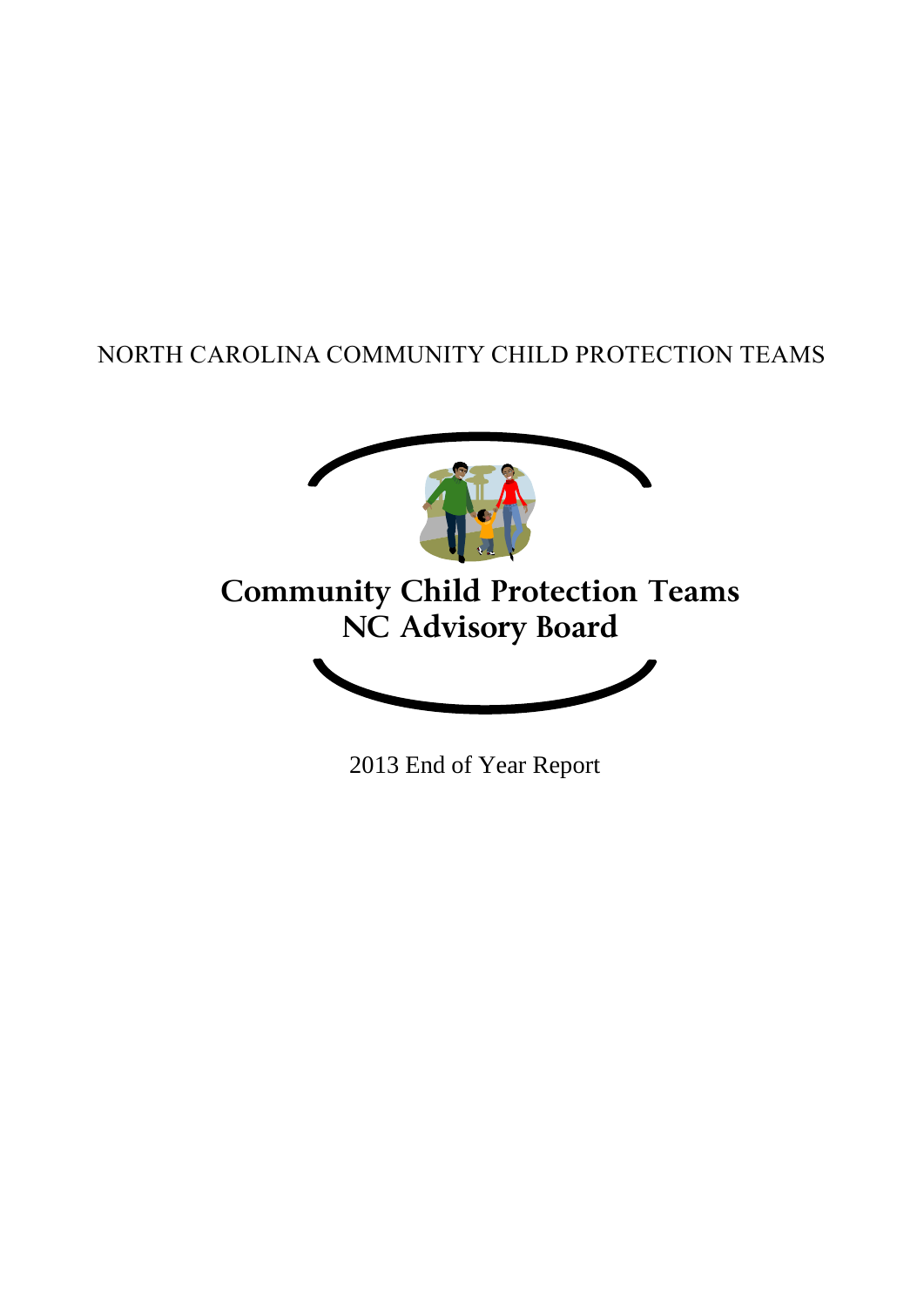NORTH CAROLINA COMMUNITY CHILD PROTECTION TEAMS

# Community Child Protection Teams NC Advisory Board

2013 End of Year Report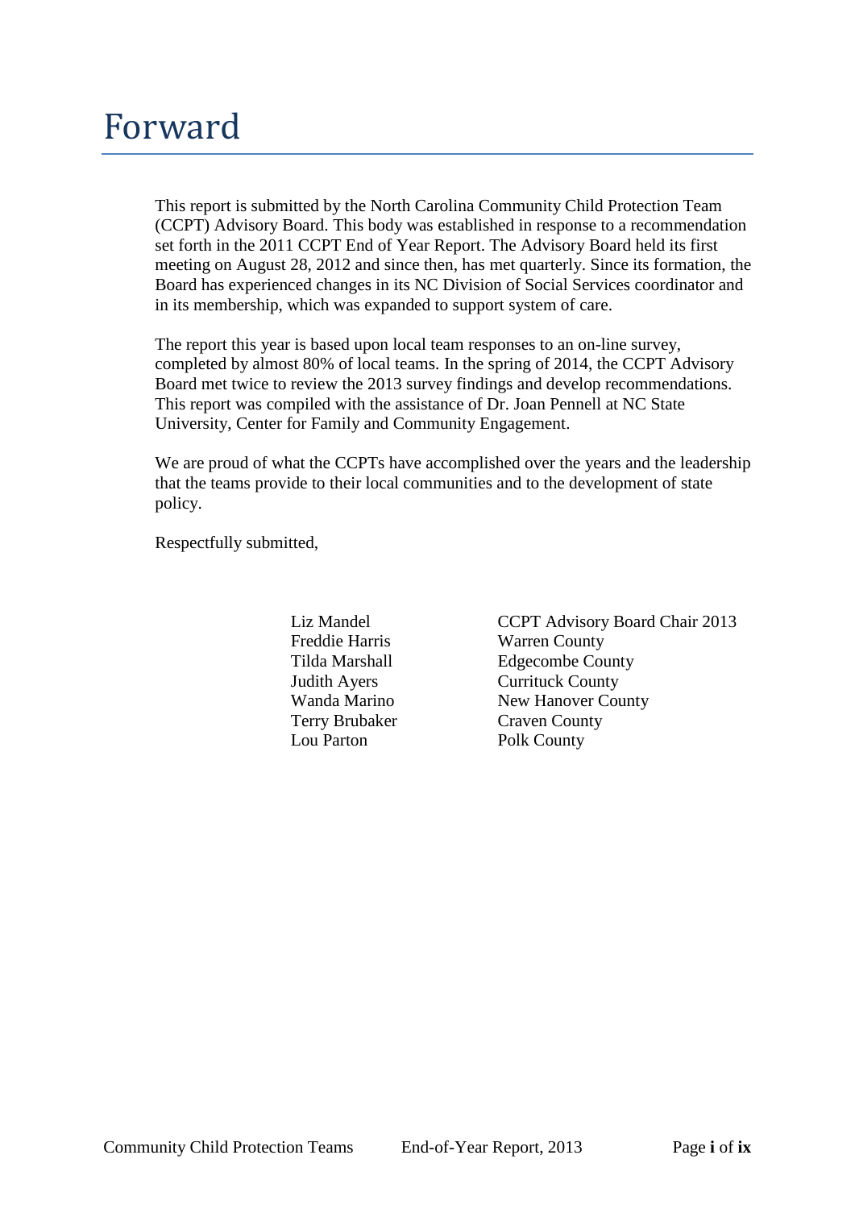# Forward

This report is submitted by the North Carolina Community Child Protection Team (CCPT) Advisory Board. This body was established in response to a recommendation set forth in the 2011 CCPT End of Year Report. The Advisory Board held its first meeting on August 28, 2012 and since then, has met quarterly. Since its formation, the Board has experienced changes in its NC Division of Social Services coordinator and in its membership, which was expanded to support system of care.

The report this year is based upon local team responses to an on-line survey, completed by almost 80% of local teams. In the spring of 2014, the CCPT Advisory Board met twice to review the 2013 survey findings and develop recommendations. This report was compiled with the assistance of Dr. Joan Pennell at NC State University, Center for Family and Community Engagement.

We are proud of what the CCPTs have accomplished over the years and the leadership that the teams provide to their local communities and to the development of state policy.

Respectfully submitted,

| | |
|---|---|
| Liz Mandel | CCPT Advisory Board Chair 2013 |
| Freddie Harris | Warren County |
| Tilda Marshall | Edgecombe County |
| Judith Ayers | Currituck County |
| Wanda Marino | New Hanover County |
| Terry Brubaker | Craven County |
| Lou Parton | Polk County |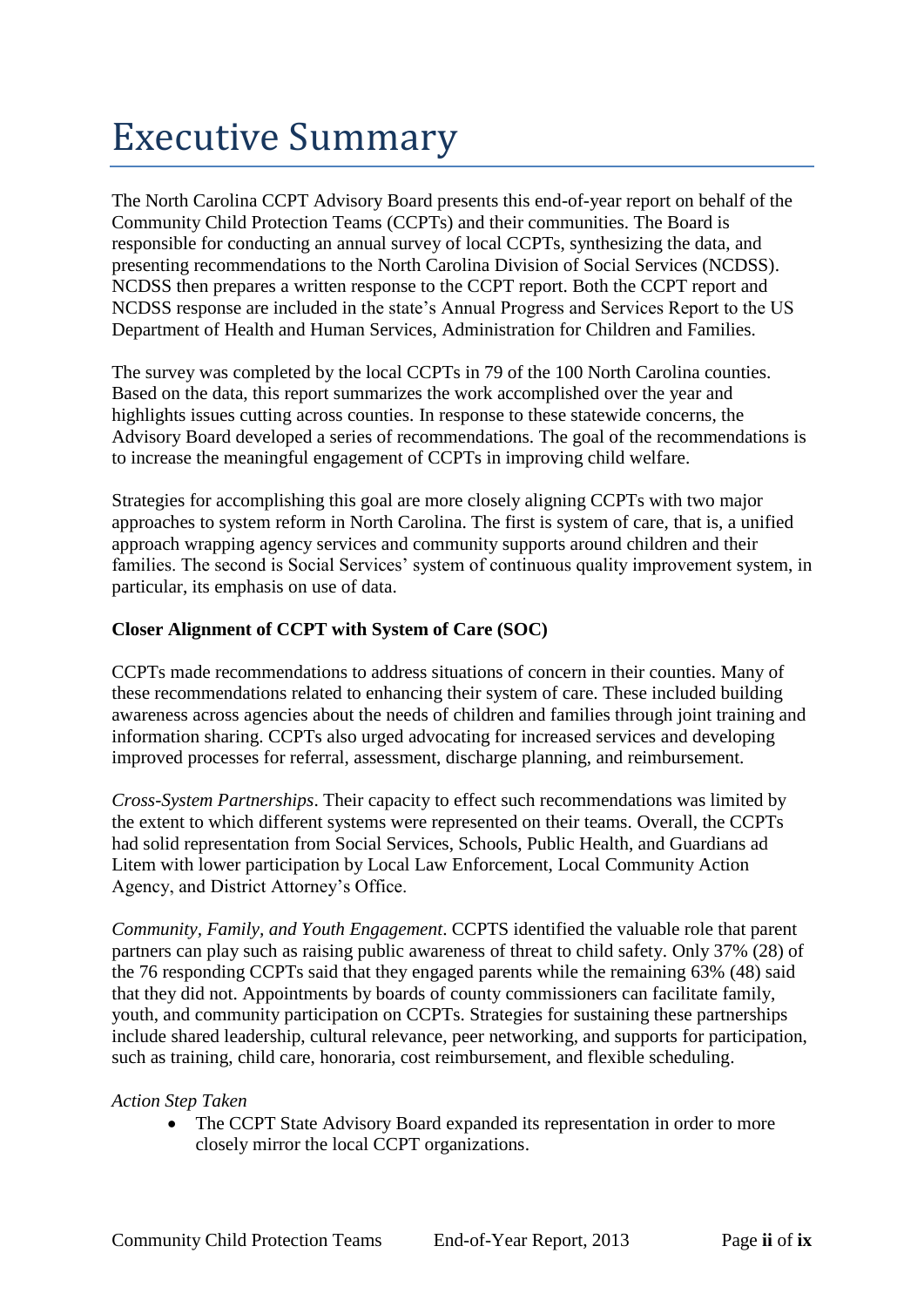# Executive Summary

The North Carolina CCPT Advisory Board presents this end-of-year report on behalf of the Community Child Protection Teams (CCPTs) and their communities. The Board is responsible for conducting an annual survey of local CCPTs, synthesizing the data, and presenting recommendations to the North Carolina Division of Social Services (NCDSS). NCDSS then prepares a written response to the CCPT report. Both the CCPT report and NCDSS response are included in the state's Annual Progress and Services Report to the US Department of Health and Human Services, Administration for Children and Families.

The survey was completed by the local CCPTs in 79 of the 100 North Carolina counties. Based on the data, this report summarizes the work accomplished over the year and highlights issues cutting across counties. In response to these statewide concerns, the Advisory Board developed a series of recommendations. The goal of the recommendations is to increase the meaningful engagement of CCPTs in improving child welfare.

Strategies for accomplishing this goal are more closely aligning CCPTs with two major approaches to system reform in North Carolina. The first is system of care, that is, a unified approach wrapping agency services and community supports around children and their families. The second is Social Services' system of continuous quality improvement system, in particular, its emphasis on use of data.

**Closer Alignment of CCPT with System of Care (SOC)**

CCPTs made recommendations to address situations of concern in their counties. Many of these recommendations related to enhancing their system of care. These included building awareness across agencies about the needs of children and families through joint training and information sharing. CCPTs also urged advocating for increased services and developing improved processes for referral, assessment, discharge planning, and reimbursement.

*Cross-System Partnerships*. Their capacity to effect such recommendations was limited by the extent to which different systems were represented on their teams. Overall, the CCPTs had solid representation from Social Services, Schools, Public Health, and Guardians ad Litem with lower participation by Local Law Enforcement, Local Community Action Agency, and District Attorney's Office.

*Community, Family, and Youth Engagement*. CCPTS identified the valuable role that parent partners can play such as raising public awareness of threat to child safety. Only 37% (28) of the 76 responding CCPTs said that they engaged parents while the remaining 63% (48) said that they did not. Appointments by boards of county commissioners can facilitate family, youth, and community participation on CCPTs. Strategies for sustaining these partnerships include shared leadership, cultural relevance, peer networking, and supports for participation, such as training, child care, honoraria, cost reimbursement, and flexible scheduling.

*Action Step Taken*

- The CCPT State Advisory Board expanded its representation in order to more closely mirror the local CCPT organizations.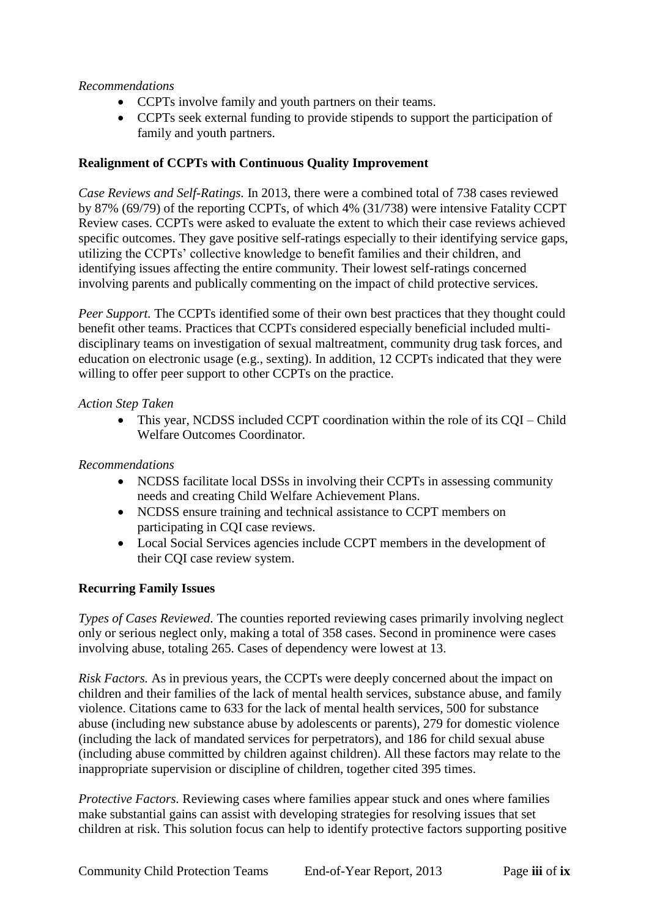*Recommendations*

- CCPTs involve family and youth partners on their teams.
- CCPTs seek external funding to provide stipends to support the participation of family and youth partners.

**Realignment of CCPTs with Continuous Quality Improvement**

*Case Reviews and Self-Ratings.* In 2013, there were a combined total of 738 cases reviewed by 87% (69/79) of the reporting CCPTs, of which 4% (31/738) were intensive Fatality CCPT Review cases. CCPTs were asked to evaluate the extent to which their case reviews achieved specific outcomes. They gave positive self-ratings especially to their identifying service gaps, utilizing the CCPTs' collective knowledge to benefit families and their children, and identifying issues affecting the entire community. Their lowest self-ratings concerned involving parents and publically commenting on the impact of child protective services.

*Peer Support.* The CCPTs identified some of their own best practices that they thought could benefit other teams. Practices that CCPTs considered especially beneficial included multi-disciplinary teams on investigation of sexual maltreatment, community drug task forces, and education on electronic usage (e.g., sexting). In addition, 12 CCPTs indicated that they were willing to offer peer support to other CCPTs on the practice.

*Action Step Taken*

- This year, NCDSS included CCPT coordination within the role of its CQI – Child Welfare Outcomes Coordinator.

*Recommendations*

- NCDSS facilitate local DSSs in involving their CCPTs in assessing community needs and creating Child Welfare Achievement Plans.
- NCDSS ensure training and technical assistance to CCPT members on participating in CQI case reviews.
- Local Social Services agencies include CCPT members in the development of their CQI case review system.

**Recurring Family Issues**

*Types of Cases Reviewed.* The counties reported reviewing cases primarily involving neglect only or serious neglect only, making a total of 358 cases. Second in prominence were cases involving abuse, totaling 265. Cases of dependency were lowest at 13.

*Risk Factors.* As in previous years, the CCPTs were deeply concerned about the impact on children and their families of the lack of mental health services, substance abuse, and family violence. Citations came to 633 for the lack of mental health services, 500 for substance abuse (including new substance abuse by adolescents or parents), 279 for domestic violence (including the lack of mandated services for perpetrators), and 186 for child sexual abuse (including abuse committed by children against children). All these factors may relate to the inappropriate supervision or discipline of children, together cited 395 times.

*Protective Factors.* Reviewing cases where families appear stuck and ones where families make substantial gains can assist with developing strategies for resolving issues that set children at risk. This solution focus can help to identify protective factors supporting positive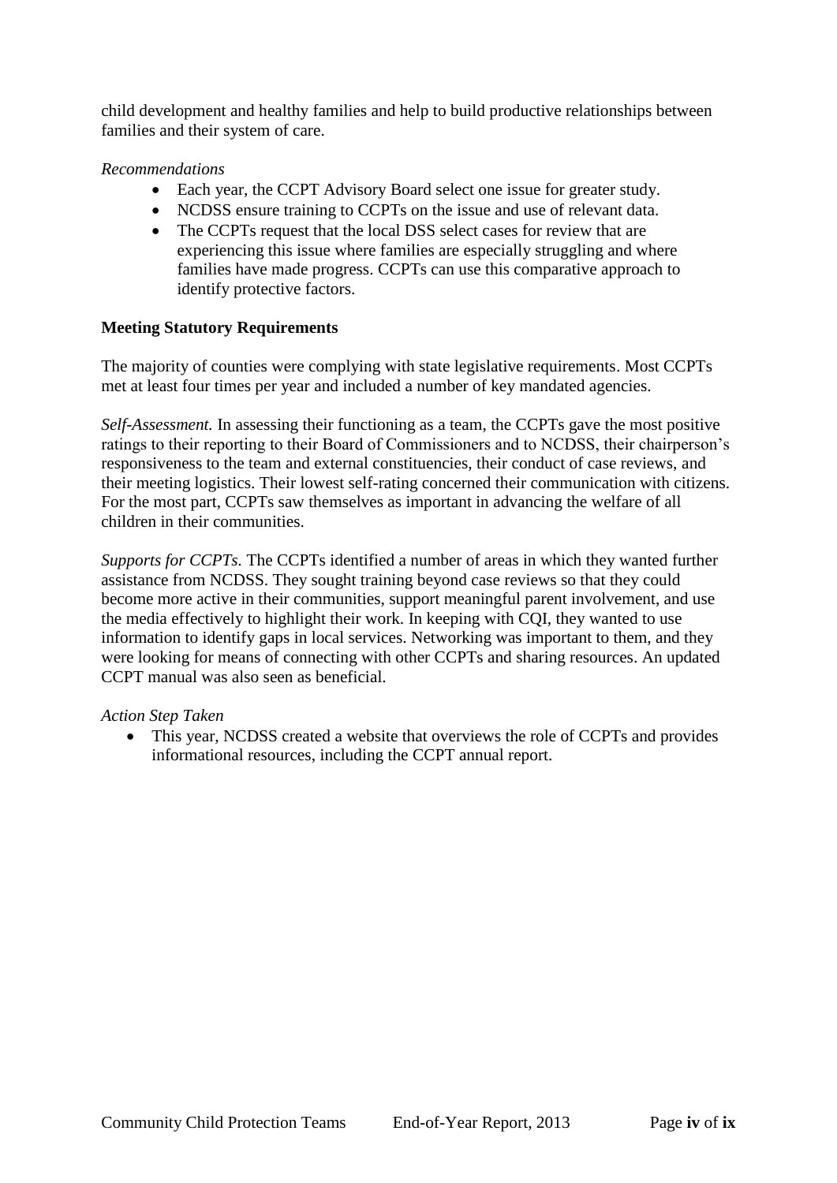child development and healthy families and help to build productive relationships between families and their system of care.

*Recommendations*

- Each year, the CCPT Advisory Board select one issue for greater study.
- NCDSS ensure training to CCPTs on the issue and use of relevant data.
- The CCPTs request that the local DSS select cases for review that are experiencing this issue where families are especially struggling and where families have made progress. CCPTs can use this comparative approach to identify protective factors.

**Meeting Statutory Requirements**

The majority of counties were complying with state legislative requirements. Most CCPTs met at least four times per year and included a number of key mandated agencies.

*Self-Assessment.* In assessing their functioning as a team, the CCPTs gave the most positive ratings to their reporting to their Board of Commissioners and to NCDSS, their chairperson's responsiveness to the team and external constituencies, their conduct of case reviews, and their meeting logistics. Their lowest self-rating concerned their communication with citizens. For the most part, CCPTs saw themselves as important in advancing the welfare of all children in their communities.

*Supports for CCPTs.* The CCPTs identified a number of areas in which they wanted further assistance from NCDSS. They sought training beyond case reviews so that they could become more active in their communities, support meaningful parent involvement, and use the media effectively to highlight their work. In keeping with CQI, they wanted to use information to identify gaps in local services. Networking was important to them, and they were looking for means of connecting with other CCPTs and sharing resources. An updated CCPT manual was also seen as beneficial.

*Action Step Taken*

- This year, NCDSS created a website that overviews the role of CCPTs and provides informational resources, including the CCPT annual report.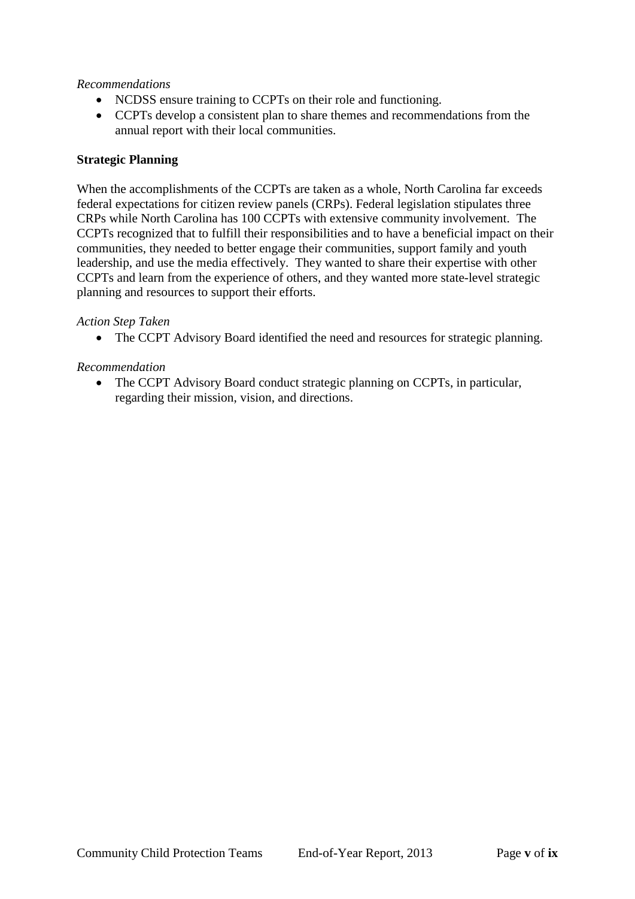*Recommendations*

- NCDSS ensure training to CCPTs on their role and functioning.
- CCPTs develop a consistent plan to share themes and recommendations from the annual report with their local communities.

**Strategic Planning**

When the accomplishments of the CCPTs are taken as a whole, North Carolina far exceeds federal expectations for citizen review panels (CRPs). Federal legislation stipulates three CRPs while North Carolina has 100 CCPTs with extensive community involvement. The CCPTs recognized that to fulfill their responsibilities and to have a beneficial impact on their communities, they needed to better engage their communities, support family and youth leadership, and use the media effectively. They wanted to share their expertise with other CCPTs and learn from the experience of others, and they wanted more state-level strategic planning and resources to support their efforts.

*Action Step Taken*

- The CCPT Advisory Board identified the need and resources for strategic planning.

*Recommendation*

- The CCPT Advisory Board conduct strategic planning on CCPTs, in particular, regarding their mission, vision, and directions.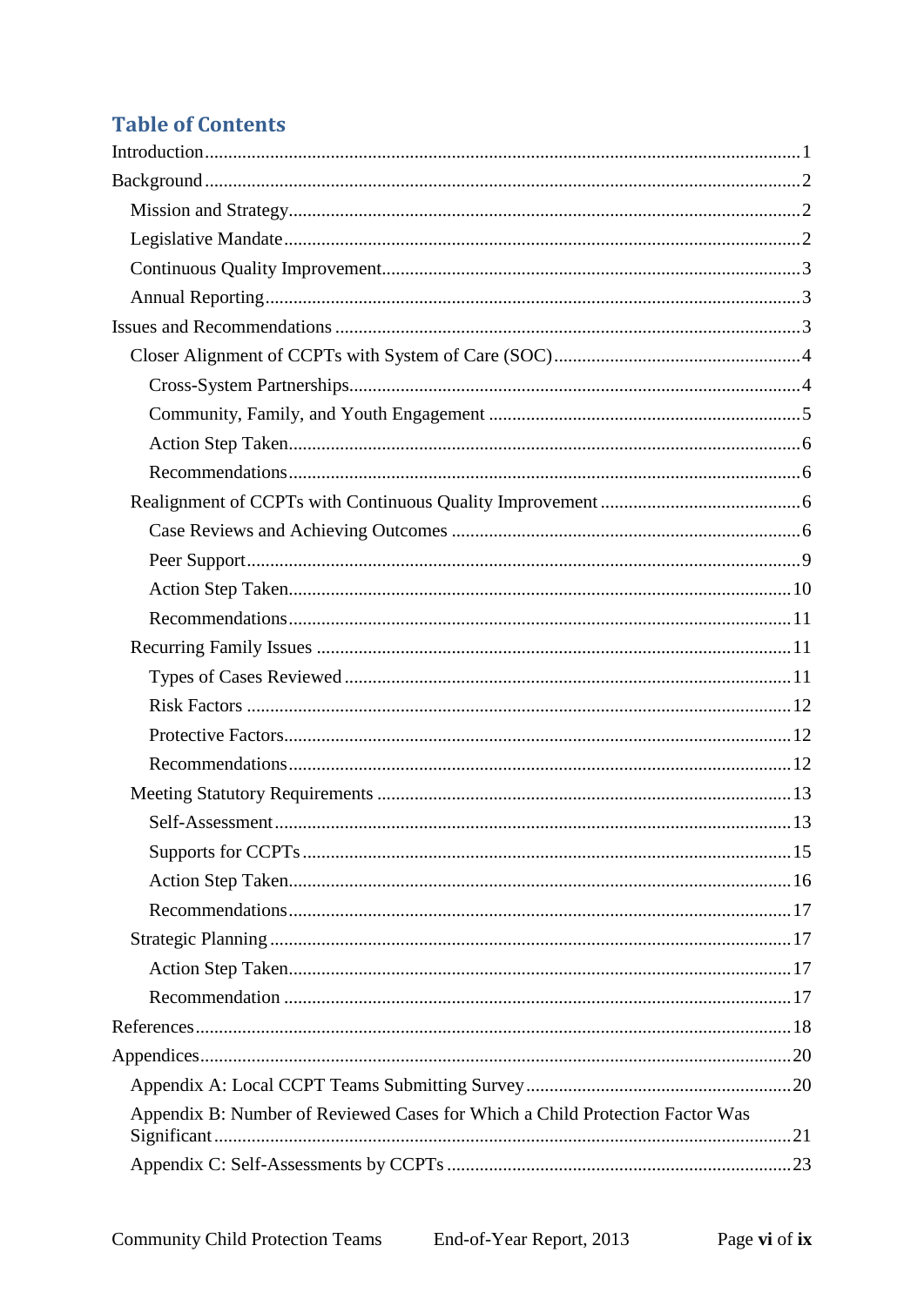# Table of Contents

Introduction ........................................................................................................................ 1

Background ......................................................................................................................... 2

- Mission and Strategy ...................................................................................................... 2
- Legislative Mandate ........................................................................................................ 2
- Continuous Quality Improvement .................................................................................. 3
- Annual Reporting ........................................................................................................... 3

Issues and Recommendations ............................................................................................. 3

- Closer Alignment of CCPTs with System of Care (SOC) .............................................. 4
  - Cross-System Partnerships ........................................................................................ 4
  - Community, Family, and Youth Engagement ............................................................ 5
  - Action Step Taken ...................................................................................................... 6
  - Recommendations ...................................................................................................... 6
- Realignment of CCPTs with Continuous Quality Improvement ..................................... 6
  - Case Reviews and Achieving Outcomes .................................................................... 6
  - Peer Support ............................................................................................................... 9
  - Action Step Taken .................................................................................................... 10
  - Recommendations .................................................................................................... 11
- Recurring Family Issues ................................................................................................ 11
  - Types of Cases Reviewed ......................................................................................... 11
  - Risk Factors ............................................................................................................. 12
  - Protective Factors ..................................................................................................... 12
  - Recommendations .................................................................................................... 12
- Meeting Statutory Requirements ................................................................................... 13
  - Self-Assessment ........................................................................................................ 13
  - Supports for CCPTs .................................................................................................. 15
  - Action Step Taken .................................................................................................... 16
  - Recommendations .................................................................................................... 17
- Strategic Planning ......................................................................................................... 17
  - Action Step Taken .................................................................................................... 17
  - Recommendation ...................................................................................................... 17

References ......................................................................................................................... 18

Appendices ........................................................................................................................ 20

- Appendix A: Local CCPT Teams Submitting Survey .................................................... 20
- Appendix B: Number of Reviewed Cases for Which a Child Protection Factor Was Significant ........................................................................................................................ 21
- Appendix C: Self-Assessments by CCPTs .................................................................... 23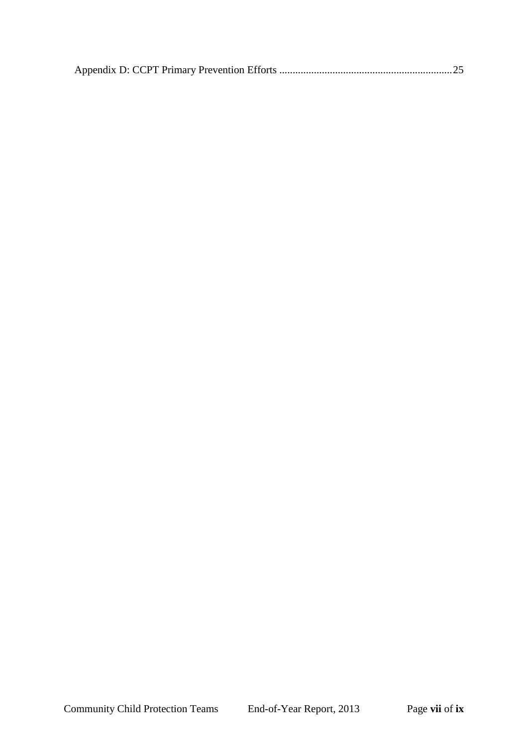Appendix D: CCPT Primary Prevention Efforts ..................................................................25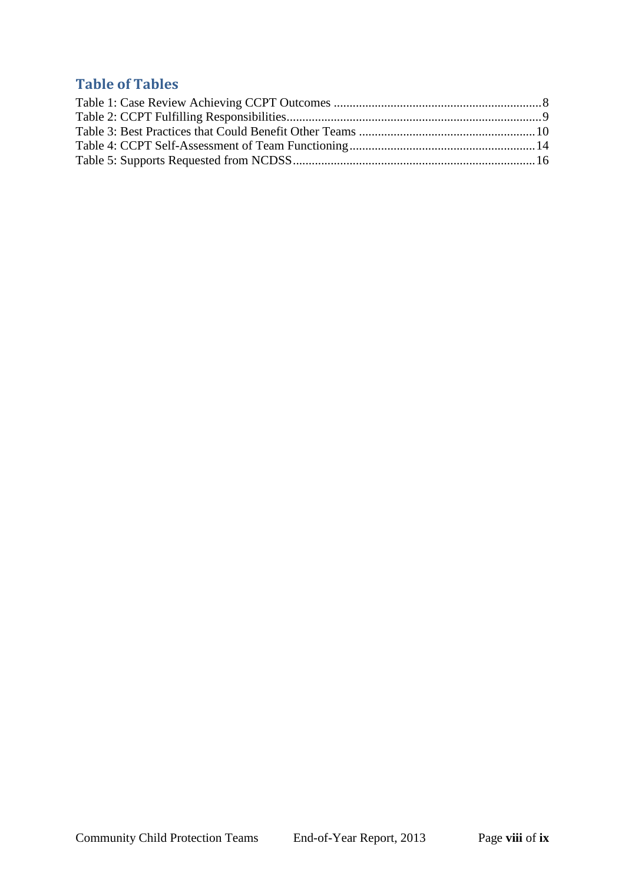## Table of Tables

Table 1: Case Review Achieving CCPT Outcomes ........................................................................ 8
Table 2: CCPT Fulfilling Responsibilities........................................................................................ 9
Table 3: Best Practices that Could Benefit Other Teams ........................................................ 10
Table 4: CCPT Self-Assessment of Team Functioning ............................................................ 14
Table 5: Supports Requested from NCDSS ................................................................................ 16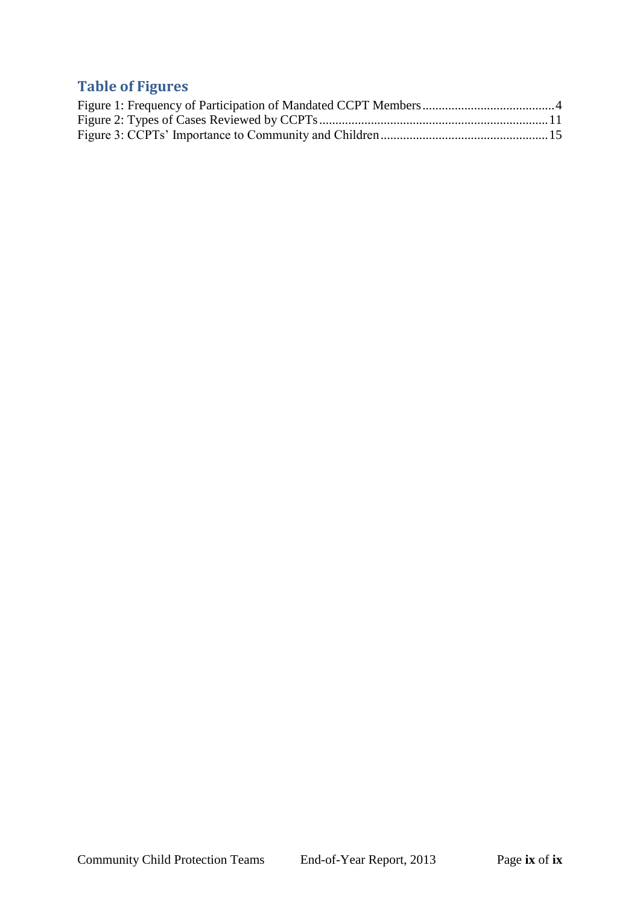## Table of Figures

Figure 1: Frequency of Participation of Mandated CCPT Members....................................4
Figure 2: Types of Cases Reviewed by CCPTs....................................................................11
Figure 3: CCPTs' Importance to Community and Children................................................15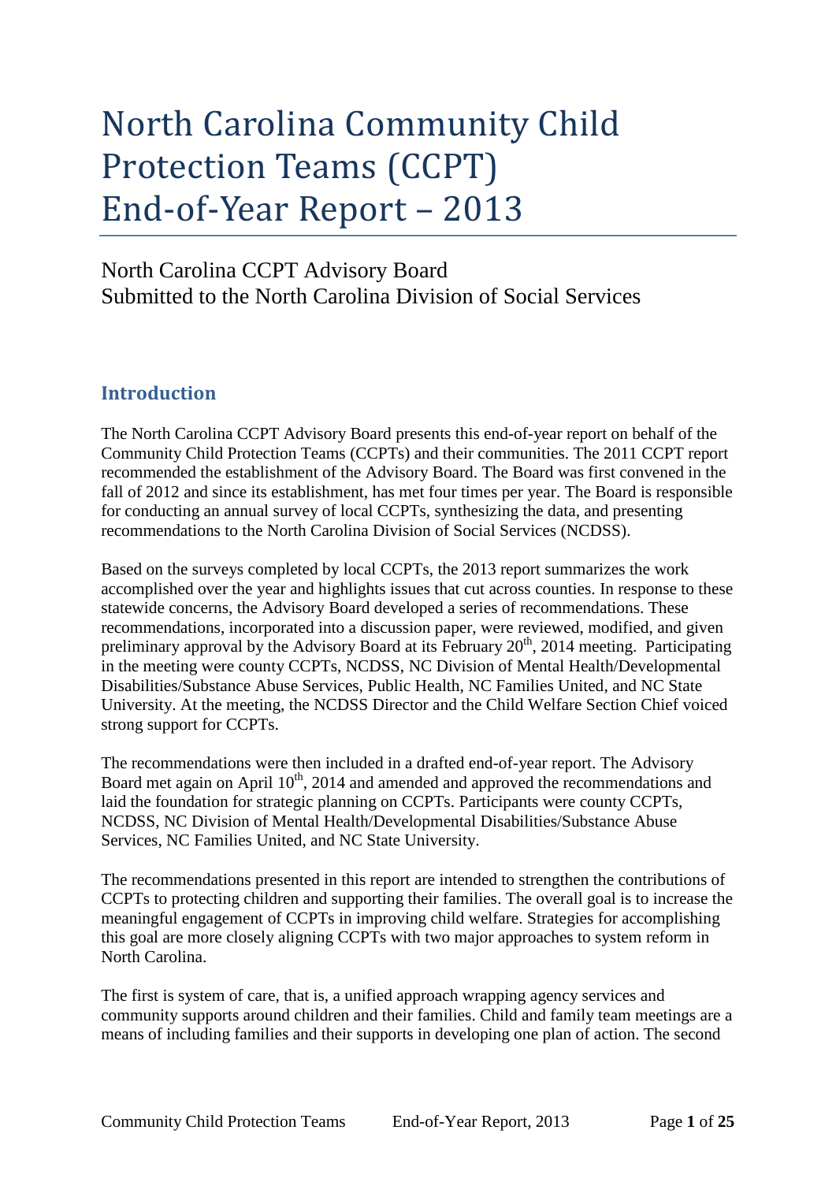# North Carolina Community Child Protection Teams (CCPT) End-of-Year Report – 2013

North Carolina CCPT Advisory Board
Submitted to the North Carolina Division of Social Services

## Introduction

The North Carolina CCPT Advisory Board presents this end-of-year report on behalf of the Community Child Protection Teams (CCPTs) and their communities. The 2011 CCPT report recommended the establishment of the Advisory Board. The Board was first convened in the fall of 2012 and since its establishment, has met four times per year. The Board is responsible for conducting an annual survey of local CCPTs, synthesizing the data, and presenting recommendations to the North Carolina Division of Social Services (NCDSS).

Based on the surveys completed by local CCPTs, the 2013 report summarizes the work accomplished over the year and highlights issues that cut across counties. In response to these statewide concerns, the Advisory Board developed a series of recommendations. These recommendations, incorporated into a discussion paper, were reviewed, modified, and given preliminary approval by the Advisory Board at its February 20th, 2014 meeting. Participating in the meeting were county CCPTs, NCDSS, NC Division of Mental Health/Developmental Disabilities/Substance Abuse Services, Public Health, NC Families United, and NC State University. At the meeting, the NCDSS Director and the Child Welfare Section Chief voiced strong support for CCPTs.

The recommendations were then included in a drafted end-of-year report. The Advisory Board met again on April 10th, 2014 and amended and approved the recommendations and laid the foundation for strategic planning on CCPTs. Participants were county CCPTs, NCDSS, NC Division of Mental Health/Developmental Disabilities/Substance Abuse Services, NC Families United, and NC State University.

The recommendations presented in this report are intended to strengthen the contributions of CCPTs to protecting children and supporting their families. The overall goal is to increase the meaningful engagement of CCPTs in improving child welfare. Strategies for accomplishing this goal are more closely aligning CCPTs with two major approaches to system reform in North Carolina.

The first is system of care, that is, a unified approach wrapping agency services and community supports around children and their families. Child and family team meetings are a means of including families and their supports in developing one plan of action. The second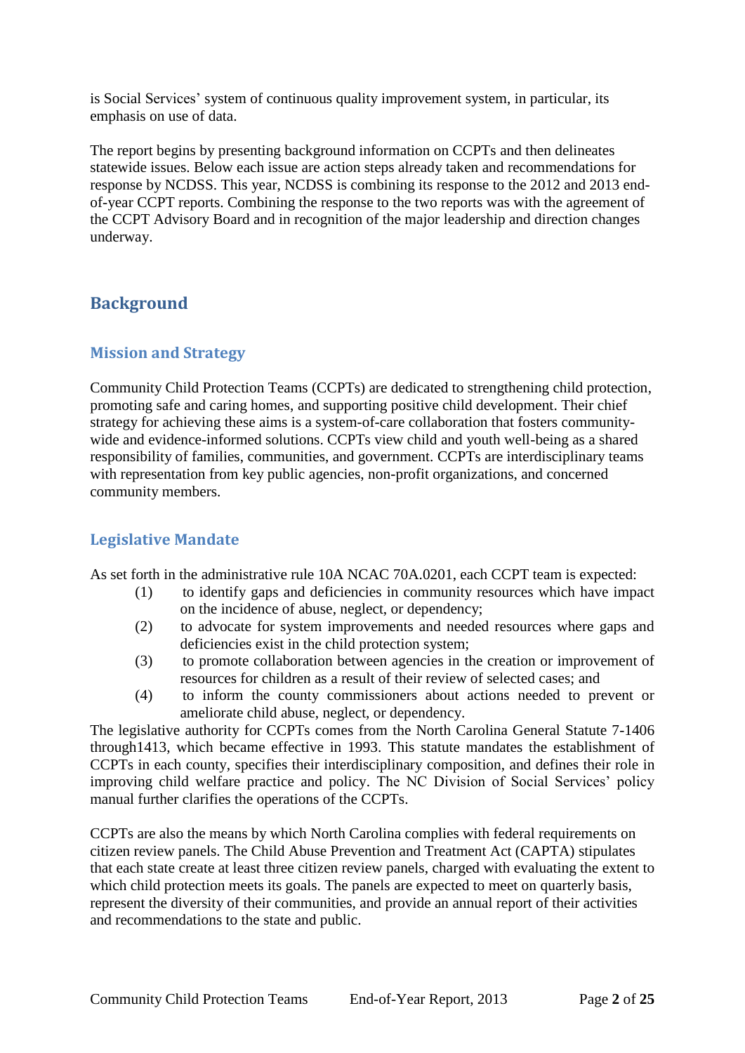is Social Services' system of continuous quality improvement system, in particular, its emphasis on use of data.

The report begins by presenting background information on CCPTs and then delineates statewide issues. Below each issue are action steps already taken and recommendations for response by NCDSS. This year, NCDSS is combining its response to the 2012 and 2013 end-of-year CCPT reports. Combining the response to the two reports was with the agreement of the CCPT Advisory Board and in recognition of the major leadership and direction changes underway.

## Background

### Mission and Strategy

Community Child Protection Teams (CCPTs) are dedicated to strengthening child protection, promoting safe and caring homes, and supporting positive child development. Their chief strategy for achieving these aims is a system-of-care collaboration that fosters community-wide and evidence-informed solutions. CCPTs view child and youth well-being as a shared responsibility of families, communities, and government. CCPTs are interdisciplinary teams with representation from key public agencies, non-profit organizations, and concerned community members.

### Legislative Mandate

As set forth in the administrative rule 10A NCAC 70A.0201, each CCPT team is expected:

(1) to identify gaps and deficiencies in community resources which have impact on the incidence of abuse, neglect, or dependency;
(2) to advocate for system improvements and needed resources where gaps and deficiencies exist in the child protection system;
(3) to promote collaboration between agencies in the creation or improvement of resources for children as a result of their review of selected cases; and
(4) to inform the county commissioners about actions needed to prevent or ameliorate child abuse, neglect, or dependency.

The legislative authority for CCPTs comes from the North Carolina General Statute 7-1406 through1413, which became effective in 1993. This statute mandates the establishment of CCPTs in each county, specifies their interdisciplinary composition, and defines their role in improving child welfare practice and policy. The NC Division of Social Services' policy manual further clarifies the operations of the CCPTs.

CCPTs are also the means by which North Carolina complies with federal requirements on citizen review panels. The Child Abuse Prevention and Treatment Act (CAPTA) stipulates that each state create at least three citizen review panels, charged with evaluating the extent to which child protection meets its goals. The panels are expected to meet on quarterly basis, represent the diversity of their communities, and provide an annual report of their activities and recommendations to the state and public.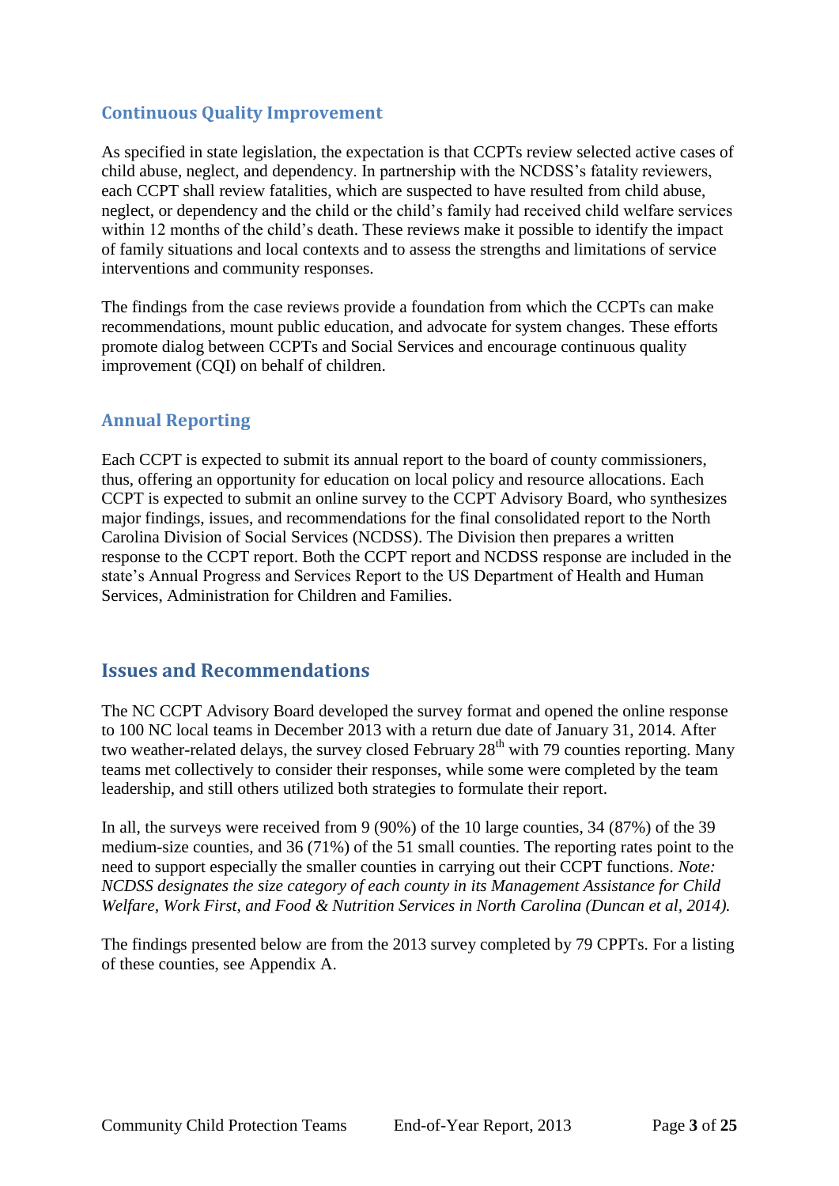## Continuous Quality Improvement

As specified in state legislation, the expectation is that CCPTs review selected active cases of child abuse, neglect, and dependency. In partnership with the NCDSS's fatality reviewers, each CCPT shall review fatalities, which are suspected to have resulted from child abuse, neglect, or dependency and the child or the child's family had received child welfare services within 12 months of the child's death. These reviews make it possible to identify the impact of family situations and local contexts and to assess the strengths and limitations of service interventions and community responses.

The findings from the case reviews provide a foundation from which the CCPTs can make recommendations, mount public education, and advocate for system changes. These efforts promote dialog between CCPTs and Social Services and encourage continuous quality improvement (CQI) on behalf of children.

## Annual Reporting

Each CCPT is expected to submit its annual report to the board of county commissioners, thus, offering an opportunity for education on local policy and resource allocations. Each CCPT is expected to submit an online survey to the CCPT Advisory Board, who synthesizes major findings, issues, and recommendations for the final consolidated report to the North Carolina Division of Social Services (NCDSS). The Division then prepares a written response to the CCPT report. Both the CCPT report and NCDSS response are included in the state's Annual Progress and Services Report to the US Department of Health and Human Services, Administration for Children and Families.

# Issues and Recommendations

The NC CCPT Advisory Board developed the survey format and opened the online response to 100 NC local teams in December 2013 with a return due date of January 31, 2014. After two weather-related delays, the survey closed February 28th with 79 counties reporting. Many teams met collectively to consider their responses, while some were completed by the team leadership, and still others utilized both strategies to formulate their report.

In all, the surveys were received from 9 (90%) of the 10 large counties, 34 (87%) of the 39 medium-size counties, and 36 (71%) of the 51 small counties. The reporting rates point to the need to support especially the smaller counties in carrying out their CCPT functions. *Note: NCDSS designates the size category of each county in its Management Assistance for Child Welfare, Work First, and Food & Nutrition Services in North Carolina (Duncan et al, 2014).*

The findings presented below are from the 2013 survey completed by 79 CPPTs. For a listing of these counties, see Appendix A.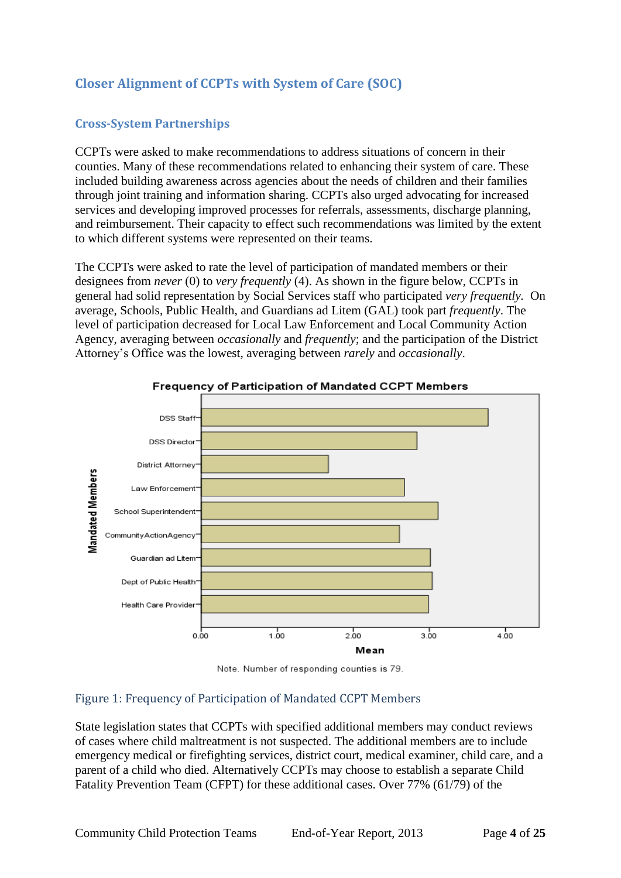## Closer Alignment of CCPTs with System of Care (SOC)

### Cross-System Partnerships

CCPTs were asked to make recommendations to address situations of concern in their counties. Many of these recommendations related to enhancing their system of care. These included building awareness across agencies about the needs of children and their families through joint training and information sharing. CCPTs also urged advocating for increased services and developing improved processes for referrals, assessments, discharge planning, and reimbursement. Their capacity to effect such recommendations was limited by the extent to which different systems were represented on their teams.

The CCPTs were asked to rate the level of participation of mandated members or their designees from *never* (0) to *very frequently* (4). As shown in the figure below, CCPTs in general had solid representation by Social Services staff who participated *very frequently*. On average, Schools, Public Health, and Guardians ad Litem (GAL) took part *frequently*. The level of participation decreased for Local Law Enforcement and Local Community Action Agency, averaging between *occasionally* and *frequently*; and the participation of the District Attorney's Office was the lowest, averaging between *rarely* and *occasionally*.

**Frequency of Participation of Mandated CCPT Members**

| Mandated Members | Mean (approx.) |
|---|---|
| DSS Staff | 3.77 |
| DSS Director | 2.84 |
| District Attorney | 1.67 |
| Law Enforcement | 2.67 |
| School Superintendent | 3.11 |
| CommunityActionAgency | 2.61 |
| Guardian ad Litem | 3.01 |
| Dept of Public Health | 3.04 |
| Health Care Provider | 2.99 |

Note. Number of responding counties is 79.

Figure 1: Frequency of Participation of Mandated CCPT Members

State legislation states that CCPTs with specified additional members may conduct reviews of cases where child maltreatment is not suspected. The additional members are to include emergency medical or firefighting services, district court, medical examiner, child care, and a parent of a child who died. Alternatively CCPTs may choose to establish a separate Child Fatality Prevention Team (CFPT) for these additional cases. Over 77% (61/79) of the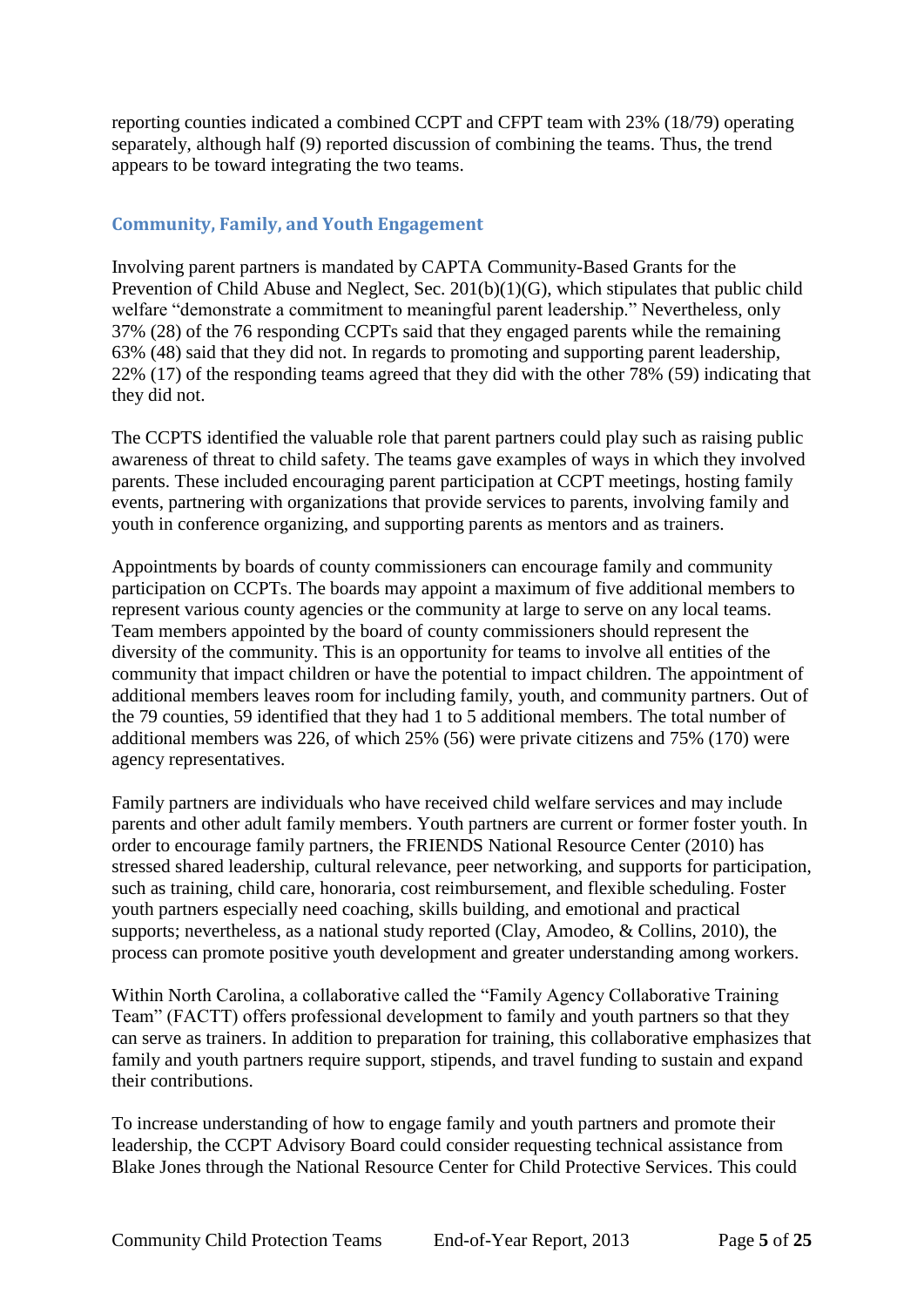reporting counties indicated a combined CCPT and CFPT team with 23% (18/79) operating separately, although half (9) reported discussion of combining the teams. Thus, the trend appears to be toward integrating the two teams.

### Community, Family, and Youth Engagement

Involving parent partners is mandated by CAPTA Community-Based Grants for the Prevention of Child Abuse and Neglect, Sec. 201(b)(1)(G), which stipulates that public child welfare "demonstrate a commitment to meaningful parent leadership." Nevertheless, only 37% (28) of the 76 responding CCPTs said that they engaged parents while the remaining 63% (48) said that they did not. In regards to promoting and supporting parent leadership, 22% (17) of the responding teams agreed that they did with the other 78% (59) indicating that they did not.

The CCPTS identified the valuable role that parent partners could play such as raising public awareness of threat to child safety. The teams gave examples of ways in which they involved parents. These included encouraging parent participation at CCPT meetings, hosting family events, partnering with organizations that provide services to parents, involving family and youth in conference organizing, and supporting parents as mentors and as trainers.

Appointments by boards of county commissioners can encourage family and community participation on CCPTs. The boards may appoint a maximum of five additional members to represent various county agencies or the community at large to serve on any local teams. Team members appointed by the board of county commissioners should represent the diversity of the community. This is an opportunity for teams to involve all entities of the community that impact children or have the potential to impact children. The appointment of additional members leaves room for including family, youth, and community partners. Out of the 79 counties, 59 identified that they had 1 to 5 additional members. The total number of additional members was 226, of which 25% (56) were private citizens and 75% (170) were agency representatives.

Family partners are individuals who have received child welfare services and may include parents and other adult family members. Youth partners are current or former foster youth. In order to encourage family partners, the FRIENDS National Resource Center (2010) has stressed shared leadership, cultural relevance, peer networking, and supports for participation, such as training, child care, honoraria, cost reimbursement, and flexible scheduling. Foster youth partners especially need coaching, skills building, and emotional and practical supports; nevertheless, as a national study reported (Clay, Amodeo, & Collins, 2010), the process can promote positive youth development and greater understanding among workers.

Within North Carolina, a collaborative called the "Family Agency Collaborative Training Team" (FACTT) offers professional development to family and youth partners so that they can serve as trainers. In addition to preparation for training, this collaborative emphasizes that family and youth partners require support, stipends, and travel funding to sustain and expand their contributions.

To increase understanding of how to engage family and youth partners and promote their leadership, the CCPT Advisory Board could consider requesting technical assistance from Blake Jones through the National Resource Center for Child Protective Services. This could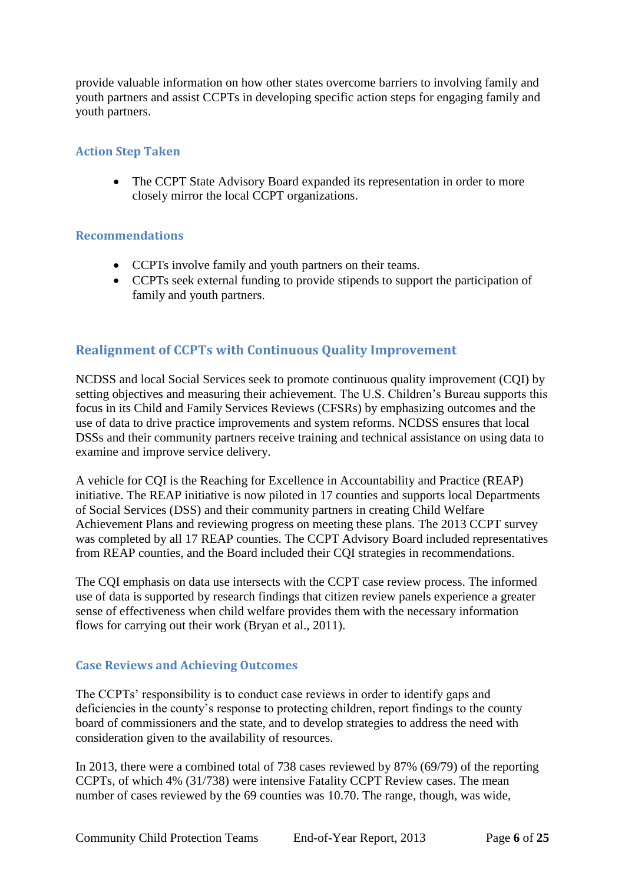provide valuable information on how other states overcome barriers to involving family and youth partners and assist CCPTs in developing specific action steps for engaging family and youth partners.

### Action Step Taken

- The CCPT State Advisory Board expanded its representation in order to more closely mirror the local CCPT organizations.

### Recommendations

- CCPTs involve family and youth partners on their teams.
- CCPTs seek external funding to provide stipends to support the participation of family and youth partners.

## Realignment of CCPTs with Continuous Quality Improvement

NCDSS and local Social Services seek to promote continuous quality improvement (CQI) by setting objectives and measuring their achievement. The U.S. Children's Bureau supports this focus in its Child and Family Services Reviews (CFSRs) by emphasizing outcomes and the use of data to drive practice improvements and system reforms. NCDSS ensures that local DSSs and their community partners receive training and technical assistance on using data to examine and improve service delivery.

A vehicle for CQI is the Reaching for Excellence in Accountability and Practice (REAP) initiative. The REAP initiative is now piloted in 17 counties and supports local Departments of Social Services (DSS) and their community partners in creating Child Welfare Achievement Plans and reviewing progress on meeting these plans. The 2013 CCPT survey was completed by all 17 REAP counties. The CCPT Advisory Board included representatives from REAP counties, and the Board included their CQI strategies in recommendations.

The CQI emphasis on data use intersects with the CCPT case review process. The informed use of data is supported by research findings that citizen review panels experience a greater sense of effectiveness when child welfare provides them with the necessary information flows for carrying out their work (Bryan et al., 2011).

### Case Reviews and Achieving Outcomes

The CCPTs' responsibility is to conduct case reviews in order to identify gaps and deficiencies in the county's response to protecting children, report findings to the county board of commissioners and the state, and to develop strategies to address the need with consideration given to the availability of resources.

In 2013, there were a combined total of 738 cases reviewed by 87% (69/79) of the reporting CCPTs, of which 4% (31/738) were intensive Fatality CCPT Review cases. The mean number of cases reviewed by the 69 counties was 10.70. The range, though, was wide,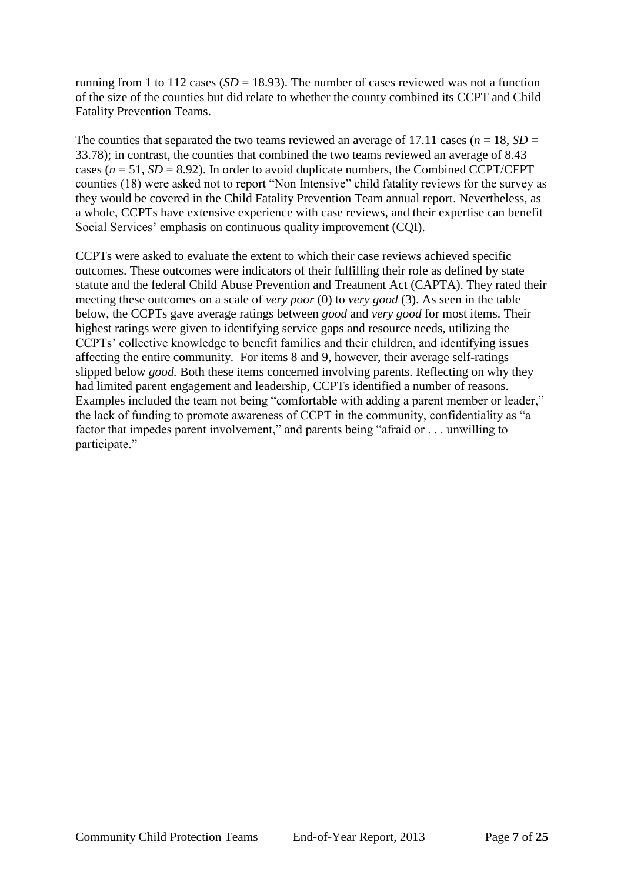running from 1 to 112 cases ($SD$ = 18.93). The number of cases reviewed was not a function of the size of the counties but did relate to whether the county combined its CCPT and Child Fatality Prevention Teams.

The counties that separated the two teams reviewed an average of 17.11 cases ($n$ = 18, $SD$ = 33.78); in contrast, the counties that combined the two teams reviewed an average of 8.43 cases ($n$ = 51, $SD$ = 8.92). In order to avoid duplicate numbers, the Combined CCPT/CFPT counties (18) were asked not to report "Non Intensive" child fatality reviews for the survey as they would be covered in the Child Fatality Prevention Team annual report. Nevertheless, as a whole, CCPTs have extensive experience with case reviews, and their expertise can benefit Social Services' emphasis on continuous quality improvement (CQI).

CCPTs were asked to evaluate the extent to which their case reviews achieved specific outcomes. These outcomes were indicators of their fulfilling their role as defined by state statute and the federal Child Abuse Prevention and Treatment Act (CAPTA). They rated their meeting these outcomes on a scale of *very poor* (0) to *very good* (3). As seen in the table below, the CCPTs gave average ratings between *good* and *very good* for most items. Their highest ratings were given to identifying service gaps and resource needs, utilizing the CCPTs' collective knowledge to benefit families and their children, and identifying issues affecting the entire community. For items 8 and 9, however, their average self-ratings slipped below *good.* Both these items concerned involving parents. Reflecting on why they had limited parent engagement and leadership, CCPTs identified a number of reasons. Examples included the team not being "comfortable with adding a parent member or leader," the lack of funding to promote awareness of CCPT in the community, confidentiality as "a factor that impedes parent involvement," and parents being "afraid or . . . unwilling to participate."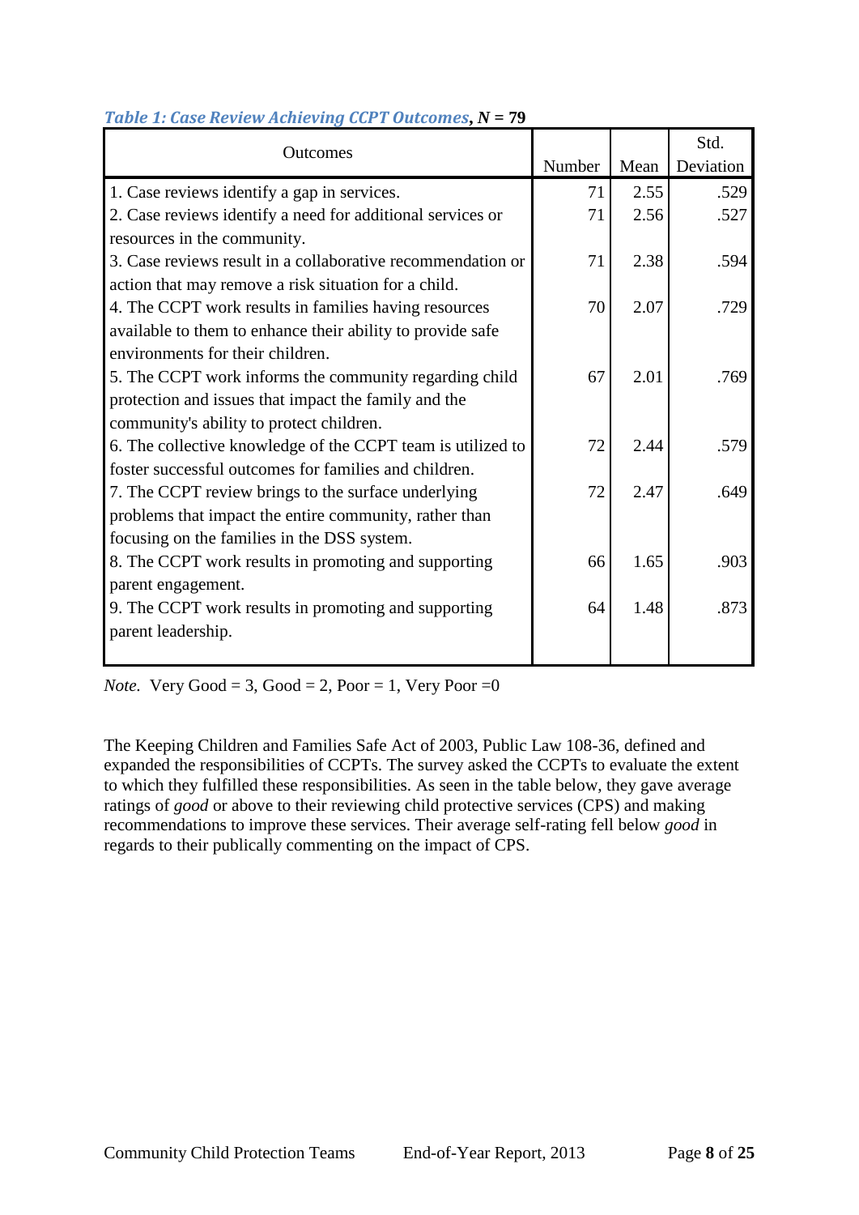*Table 1: Case Review Achieving CCPT Outcomes*, ***N* = 79**

| Outcomes | Number | Mean | Std. Deviation |
|---|---|---|---|
| 1. Case reviews identify a gap in services. | 71 | 2.55 | .529 |
| 2. Case reviews identify a need for additional services or resources in the community. | 71 | 2.56 | .527 |
| 3. Case reviews result in a collaborative recommendation or action that may remove a risk situation for a child. | 71 | 2.38 | .594 |
| 4. The CCPT work results in families having resources available to them to enhance their ability to provide safe environments for their children. | 70 | 2.07 | .729 |
| 5. The CCPT work informs the community regarding child protection and issues that impact the family and the community's ability to protect children. | 67 | 2.01 | .769 |
| 6. The collective knowledge of the CCPT team is utilized to foster successful outcomes for families and children. | 72 | 2.44 | .579 |
| 7. The CCPT review brings to the surface underlying problems that impact the entire community, rather than focusing on the families in the DSS system. | 72 | 2.47 | .649 |
| 8. The CCPT work results in promoting and supporting parent engagement. | 66 | 1.65 | .903 |
| 9. The CCPT work results in promoting and supporting parent leadership. | 64 | 1.48 | .873 |

*Note.* Very Good = 3, Good = 2, Poor = 1, Very Poor =0

The Keeping Children and Families Safe Act of 2003, Public Law 108-36, defined and expanded the responsibilities of CCPTs. The survey asked the CCPTs to evaluate the extent to which they fulfilled these responsibilities. As seen in the table below, they gave average ratings of *good* or above to their reviewing child protective services (CPS) and making recommendations to improve these services. Their average self-rating fell below *good* in regards to their publically commenting on the impact of CPS.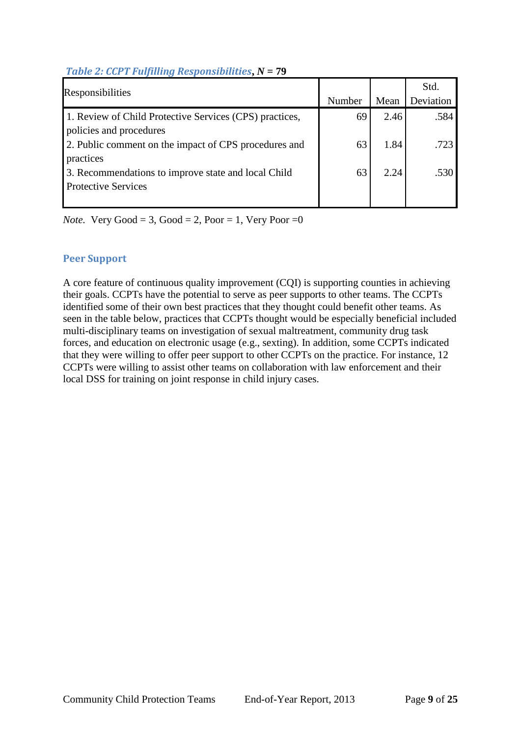*Table 2: CCPT Fulfilling Responsibilities*, *N* = 79

| Responsibilities | Number | Mean | Std. Deviation |
|---|---|---|---|
| 1. Review of Child Protective Services (CPS) practices, policies and procedures | 69 | 2.46 | .584 |
| 2. Public comment on the impact of CPS procedures and practices | 63 | 1.84 | .723 |
| 3. Recommendations to improve state and local Child Protective Services | 63 | 2.24 | .530 |

*Note.* Very Good = 3, Good = 2, Poor = 1, Very Poor =0

## Peer Support

A core feature of continuous quality improvement (CQI) is supporting counties in achieving their goals. CCPTs have the potential to serve as peer supports to other teams. The CCPTs identified some of their own best practices that they thought could benefit other teams. As seen in the table below, practices that CCPTs thought would be especially beneficial included multi-disciplinary teams on investigation of sexual maltreatment, community drug task forces, and education on electronic usage (e.g., sexting). In addition, some CCPTs indicated that they were willing to offer peer support to other CCPTs on the practice. For instance, 12 CCPTs were willing to assist other teams on collaboration with law enforcement and their local DSS for training on joint response in child injury cases.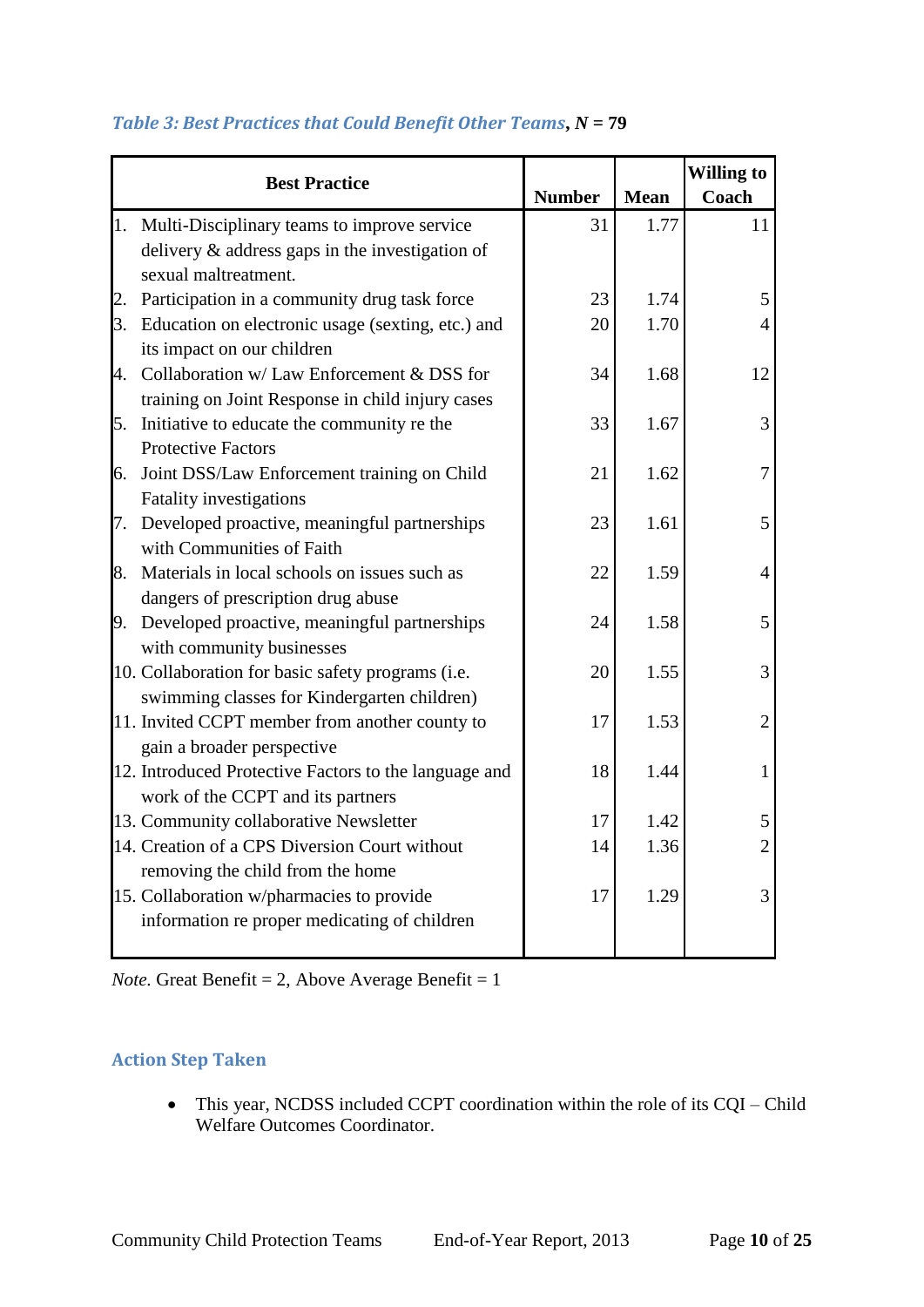*Table 3: Best Practices that Could Benefit Other Teams*, ***N* = 79**

| Best Practice | Number | Mean | Willing to Coach |
|---|---|---|---|
| 1. Multi-Disciplinary teams to improve service delivery & address gaps in the investigation of sexual maltreatment. | 31 | 1.77 | 11 |
| 2. Participation in a community drug task force | 23 | 1.74 | 5 |
| 3. Education on electronic usage (sexting, etc.) and its impact on our children | 20 | 1.70 | 4 |
| 4. Collaboration w/ Law Enforcement & DSS for training on Joint Response in child injury cases | 34 | 1.68 | 12 |
| 5. Initiative to educate the community re the Protective Factors | 33 | 1.67 | 3 |
| 6. Joint DSS/Law Enforcement training on Child Fatality investigations | 21 | 1.62 | 7 |
| 7. Developed proactive, meaningful partnerships with Communities of Faith | 23 | 1.61 | 5 |
| 8. Materials in local schools on issues such as dangers of prescription drug abuse | 22 | 1.59 | 4 |
| 9. Developed proactive, meaningful partnerships with community businesses | 24 | 1.58 | 5 |
| 10. Collaboration for basic safety programs (i.e. swimming classes for Kindergarten children) | 20 | 1.55 | 3 |
| 11. Invited CCPT member from another county to gain a broader perspective | 17 | 1.53 | 2 |
| 12. Introduced Protective Factors to the language and work of the CCPT and its partners | 18 | 1.44 | 1 |
| 13. Community collaborative Newsletter | 17 | 1.42 | 5 |
| 14. Creation of a CPS Diversion Court without removing the child from the home | 14 | 1.36 | 2 |
| 15. Collaboration w/pharmacies to provide information re proper medicating of children | 17 | 1.29 | 3 |

*Note.* Great Benefit = 2, Above Average Benefit = 1

### Action Step Taken

- This year, NCDSS included CCPT coordination within the role of its CQI – Child Welfare Outcomes Coordinator.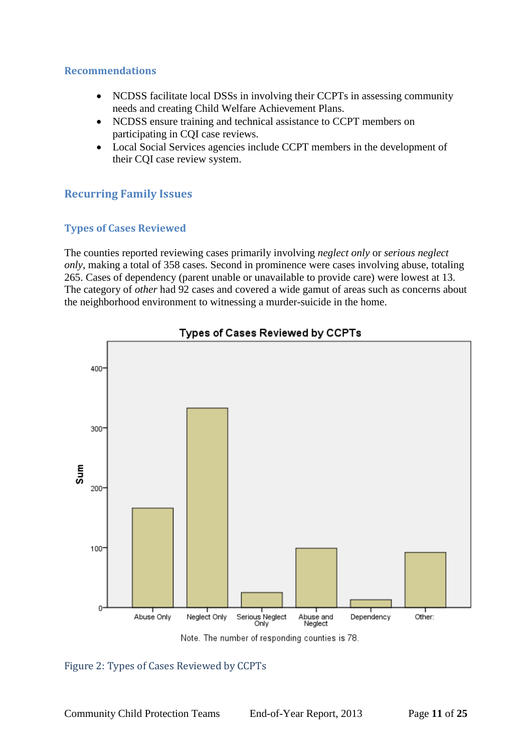## Recommendations

- NCDSS facilitate local DSSs in involving their CCPTs in assessing community needs and creating Child Welfare Achievement Plans.
- NCDSS ensure training and technical assistance to CCPT members on participating in CQI case reviews.
- Local Social Services agencies include CCPT members in the development of their CQI case review system.

## Recurring Family Issues

### Types of Cases Reviewed

The counties reported reviewing cases primarily involving *neglect only* or *serious neglect only*, making a total of 358 cases. Second in prominence were cases involving abuse, totaling 265. Cases of dependency (parent unable or unavailable to provide care) were lowest at 13. The category of *other* had 92 cases and covered a wide gamut of areas such as concerns about the neighborhood environment to witnessing a murder-suicide in the home.

Types of Cases Reviewed by CCPTs

Note. The number of responding counties is 78.

Figure 2: Types of Cases Reviewed by CCPTs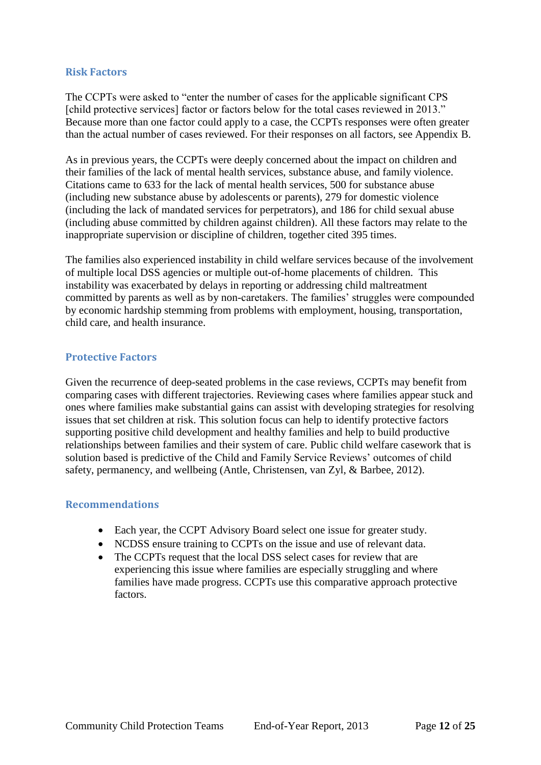## Risk Factors

The CCPTs were asked to "enter the number of cases for the applicable significant CPS [child protective services] factor or factors below for the total cases reviewed in 2013." Because more than one factor could apply to a case, the CCPTs responses were often greater than the actual number of cases reviewed. For their responses on all factors, see Appendix B.

As in previous years, the CCPTs were deeply concerned about the impact on children and their families of the lack of mental health services, substance abuse, and family violence. Citations came to 633 for the lack of mental health services, 500 for substance abuse (including new substance abuse by adolescents or parents), 279 for domestic violence (including the lack of mandated services for perpetrators), and 186 for child sexual abuse (including abuse committed by children against children). All these factors may relate to the inappropriate supervision or discipline of children, together cited 395 times.

The families also experienced instability in child welfare services because of the involvement of multiple local DSS agencies or multiple out-of-home placements of children. This instability was exacerbated by delays in reporting or addressing child maltreatment committed by parents as well as by non-caretakers. The families' struggles were compounded by economic hardship stemming from problems with employment, housing, transportation, child care, and health insurance.

## Protective Factors

Given the recurrence of deep-seated problems in the case reviews, CCPTs may benefit from comparing cases with different trajectories. Reviewing cases where families appear stuck and ones where families make substantial gains can assist with developing strategies for resolving issues that set children at risk. This solution focus can help to identify protective factors supporting positive child development and healthy families and help to build productive relationships between families and their system of care. Public child welfare casework that is solution based is predictive of the Child and Family Service Reviews' outcomes of child safety, permanency, and wellbeing (Antle, Christensen, van Zyl, & Barbee, 2012).

## Recommendations

- Each year, the CCPT Advisory Board select one issue for greater study.
- NCDSS ensure training to CCPTs on the issue and use of relevant data.
- The CCPTs request that the local DSS select cases for review that are experiencing this issue where families are especially struggling and where families have made progress. CCPTs use this comparative approach protective factors.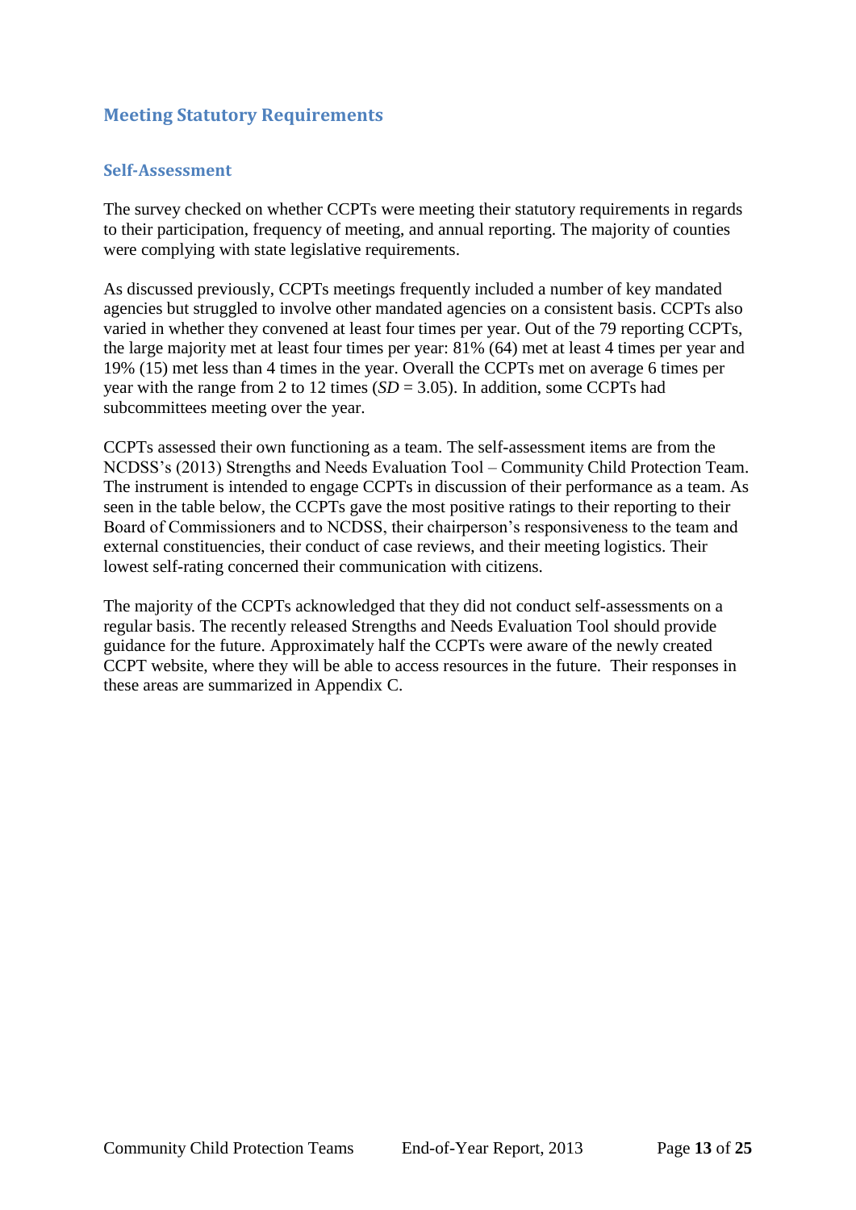## Meeting Statutory Requirements

### Self-Assessment

The survey checked on whether CCPTs were meeting their statutory requirements in regards to their participation, frequency of meeting, and annual reporting. The majority of counties were complying with state legislative requirements.

As discussed previously, CCPTs meetings frequently included a number of key mandated agencies but struggled to involve other mandated agencies on a consistent basis. CCPTs also varied in whether they convened at least four times per year. Out of the 79 reporting CCPTs, the large majority met at least four times per year: 81% (64) met at least 4 times per year and 19% (15) met less than 4 times in the year. Overall the CCPTs met on average 6 times per year with the range from 2 to 12 times ($SD = 3.05$). In addition, some CCPTs had subcommittees meeting over the year.

CCPTs assessed their own functioning as a team. The self-assessment items are from the NCDSS's (2013) Strengths and Needs Evaluation Tool – Community Child Protection Team. The instrument is intended to engage CCPTs in discussion of their performance as a team. As seen in the table below, the CCPTs gave the most positive ratings to their reporting to their Board of Commissioners and to NCDSS, their chairperson's responsiveness to the team and external constituencies, their conduct of case reviews, and their meeting logistics. Their lowest self-rating concerned their communication with citizens.

The majority of the CCPTs acknowledged that they did not conduct self-assessments on a regular basis. The recently released Strengths and Needs Evaluation Tool should provide guidance for the future. Approximately half the CCPTs were aware of the newly created CCPT website, where they will be able to access resources in the future. Their responses in these areas are summarized in Appendix C.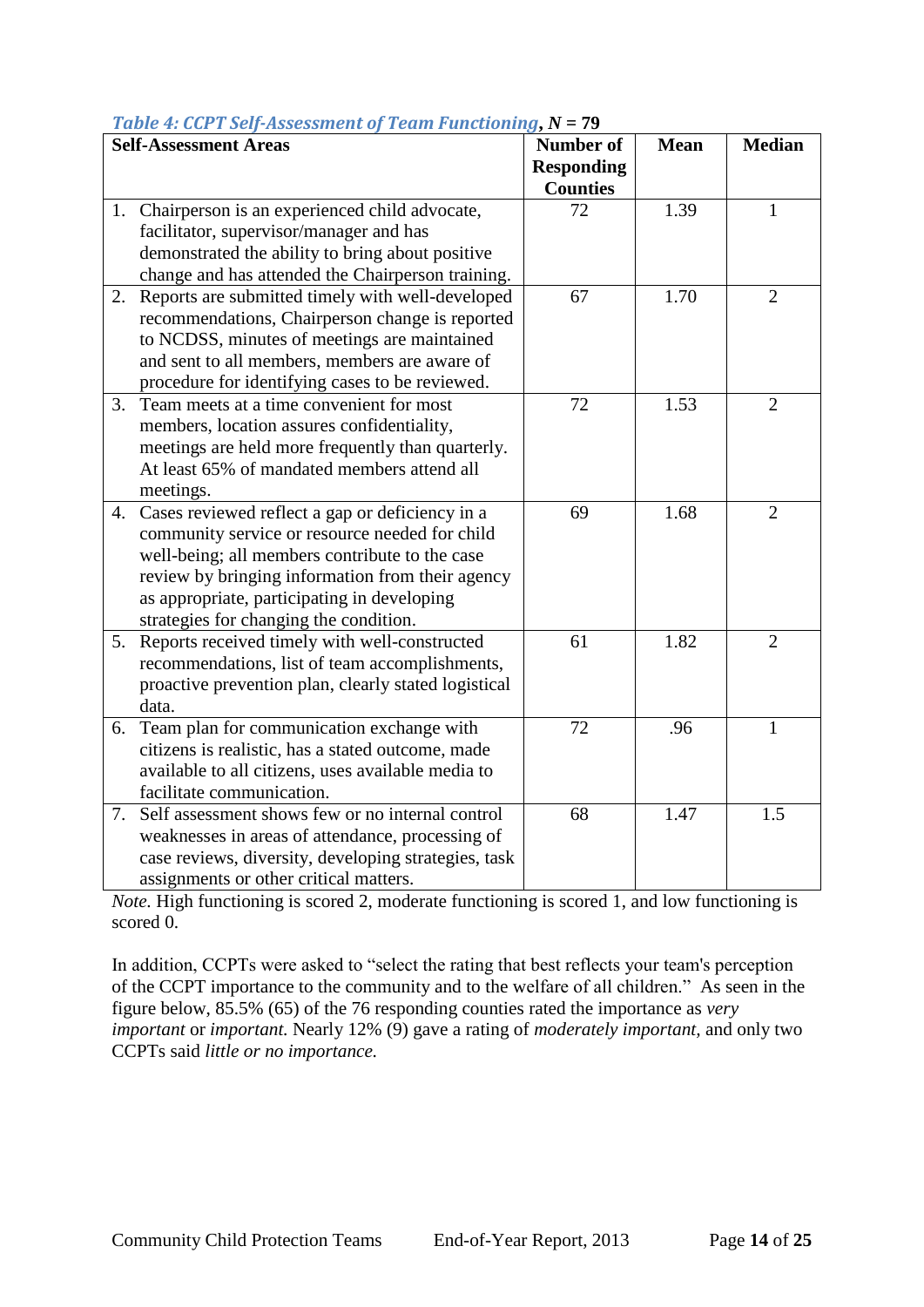*Table 4: CCPT Self-Assessment of Team Functioning*, ***N* = 79**

| Self-Assessment Areas | Number of Responding Counties | Mean | Median |
|---|---|---|---|
| 1. Chairperson is an experienced child advocate, facilitator, supervisor/manager and has demonstrated the ability to bring about positive change and has attended the Chairperson training. | 72 | 1.39 | 1 |
| 2. Reports are submitted timely with well-developed recommendations, Chairperson change is reported to NCDSS, minutes of meetings are maintained and sent to all members, members are aware of procedure for identifying cases to be reviewed. | 67 | 1.70 | 2 |
| 3. Team meets at a time convenient for most members, location assures confidentiality, meetings are held more frequently than quarterly. At least 65% of mandated members attend all meetings. | 72 | 1.53 | 2 |
| 4. Cases reviewed reflect a gap or deficiency in a community service or resource needed for child well-being; all members contribute to the case review by bringing information from their agency as appropriate, participating in developing strategies for changing the condition. | 69 | 1.68 | 2 |
| 5. Reports received timely with well-constructed recommendations, list of team accomplishments, proactive prevention plan, clearly stated logistical data. | 61 | 1.82 | 2 |
| 6. Team plan for communication exchange with citizens is realistic, has a stated outcome, made available to all citizens, uses available media to facilitate communication. | 72 | .96 | 1 |
| 7. Self assessment shows few or no internal control weaknesses in areas of attendance, processing of case reviews, diversity, developing strategies, task assignments or other critical matters. | 68 | 1.47 | 1.5 |

*Note.* High functioning is scored 2, moderate functioning is scored 1, and low functioning is scored 0.

In addition, CCPTs were asked to "select the rating that best reflects your team's perception of the CCPT importance to the community and to the welfare of all children." As seen in the figure below, 85.5% (65) of the 76 responding counties rated the importance as *very important* or *important.* Nearly 12% (9) gave a rating of *moderately important,* and only two CCPTs said *little or no importance.*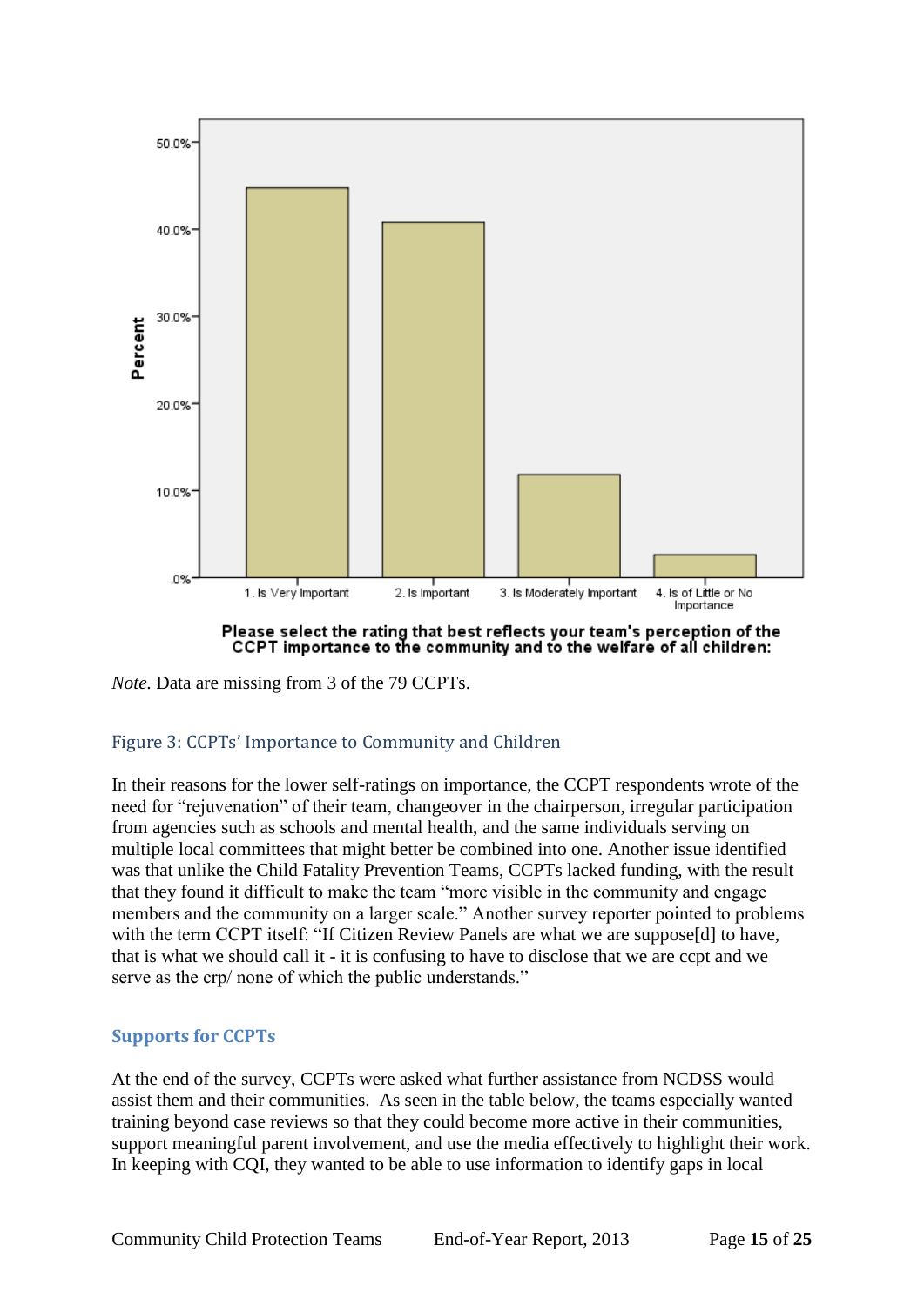*Note.* Data are missing from 3 of the 79 CCPTs.

Figure 3: CCPTs' Importance to Community and Children

In their reasons for the lower self-ratings on importance, the CCPT respondents wrote of the need for "rejuvenation" of their team, changeover in the chairperson, irregular participation from agencies such as schools and mental health, and the same individuals serving on multiple local committees that might better be combined into one. Another issue identified was that unlike the Child Fatality Prevention Teams, CCPTs lacked funding, with the result that they found it difficult to make the team "more visible in the community and engage members and the community on a larger scale." Another survey reporter pointed to problems with the term CCPT itself: "If Citizen Review Panels are what we are suppose[d] to have, that is what we should call it - it is confusing to have to disclose that we are ccpt and we serve as the crp/ none of which the public understands."

### Supports for CCPTs

At the end of the survey, CCPTs were asked what further assistance from NCDSS would assist them and their communities. As seen in the table below, the teams especially wanted training beyond case reviews so that they could become more active in their communities, support meaningful parent involvement, and use the media effectively to highlight their work. In keeping with CQI, they wanted to be able to use information to identify gaps in local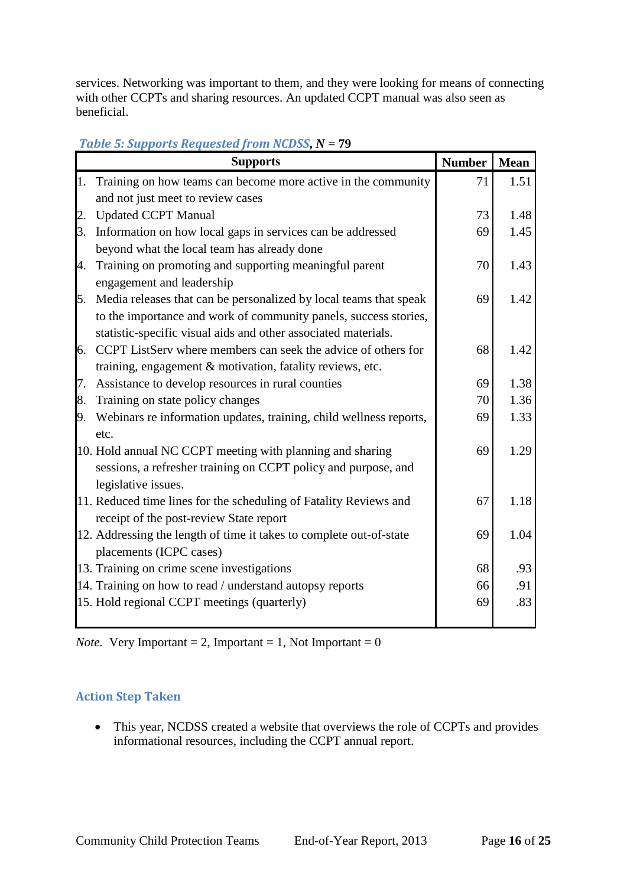services. Networking was important to them, and they were looking for means of connecting with other CCPTs and sharing resources. An updated CCPT manual was also seen as beneficial.

***Table 5: Supports Requested from NCDSS*, *N* = 79**

| Supports | Number | Mean |
|---|---|---|
| 1. Training on how teams can become more active in the community and not just meet to review cases | 71 | 1.51 |
| 2. Updated CCPT Manual | 73 | 1.48 |
| 3. Information on how local gaps in services can be addressed beyond what the local team has already done | 69 | 1.45 |
| 4. Training on promoting and supporting meaningful parent engagement and leadership | 70 | 1.43 |
| 5. Media releases that can be personalized by local teams that speak to the importance and work of community panels, success stories, statistic-specific visual aids and other associated materials. | 69 | 1.42 |
| 6. CCPT ListServ where members can seek the advice of others for training, engagement & motivation, fatality reviews, etc. | 68 | 1.42 |
| 7. Assistance to develop resources in rural counties | 69 | 1.38 |
| 8. Training on state policy changes | 70 | 1.36 |
| 9. Webinars re information updates, training, child wellness reports, etc. | 69 | 1.33 |
| 10. Hold annual NC CCPT meeting with planning and sharing sessions, a refresher training on CCPT policy and purpose, and legislative issues. | 69 | 1.29 |
| 11. Reduced time lines for the scheduling of Fatality Reviews and receipt of the post-review State report | 67 | 1.18 |
| 12. Addressing the length of time it takes to complete out-of-state placements (ICPC cases) | 69 | 1.04 |
| 13. Training on crime scene investigations | 68 | .93 |
| 14. Training on how to read / understand autopsy reports | 66 | .91 |
| 15. Hold regional CCPT meetings (quarterly) | 69 | .83 |

*Note.* Very Important = 2, Important = 1, Not Important = 0

### Action Step Taken

- This year, NCDSS created a website that overviews the role of CCPTs and provides informational resources, including the CCPT annual report.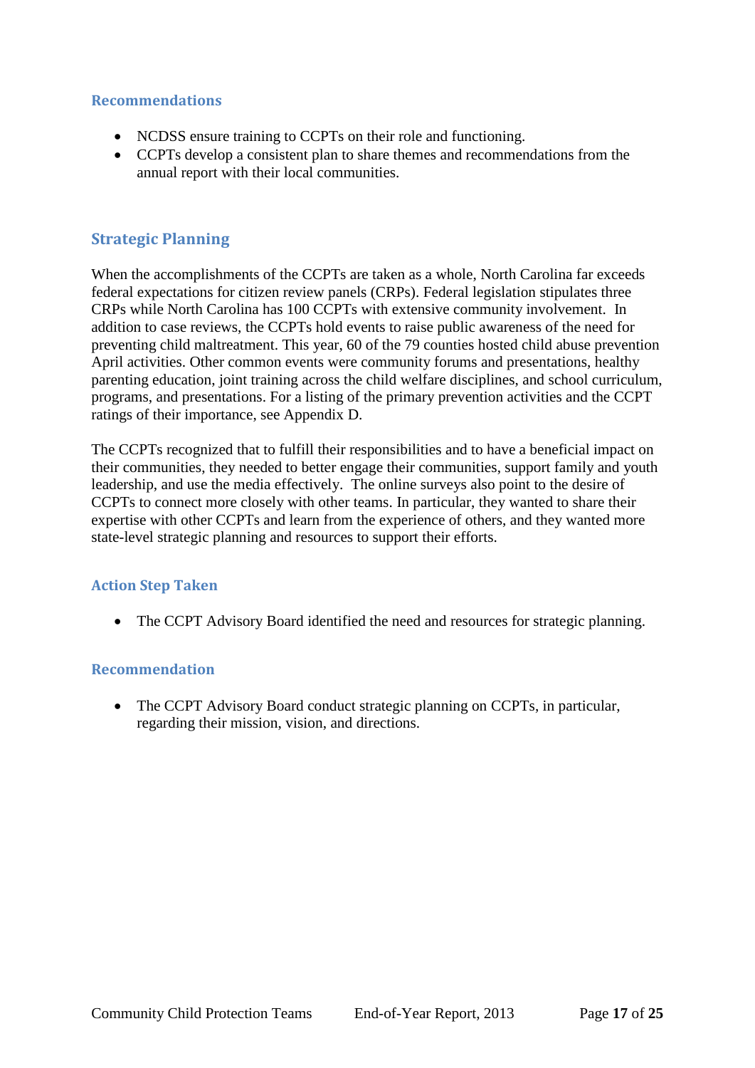### Recommendations

- NCDSS ensure training to CCPTs on their role and functioning.
- CCPTs develop a consistent plan to share themes and recommendations from the annual report with their local communities.

## Strategic Planning

When the accomplishments of the CCPTs are taken as a whole, North Carolina far exceeds federal expectations for citizen review panels (CRPs). Federal legislation stipulates three CRPs while North Carolina has 100 CCPTs with extensive community involvement. In addition to case reviews, the CCPTs hold events to raise public awareness of the need for preventing child maltreatment. This year, 60 of the 79 counties hosted child abuse prevention April activities. Other common events were community forums and presentations, healthy parenting education, joint training across the child welfare disciplines, and school curriculum, programs, and presentations. For a listing of the primary prevention activities and the CCPT ratings of their importance, see Appendix D.

The CCPTs recognized that to fulfill their responsibilities and to have a beneficial impact on their communities, they needed to better engage their communities, support family and youth leadership, and use the media effectively. The online surveys also point to the desire of CCPTs to connect more closely with other teams. In particular, they wanted to share their expertise with other CCPTs and learn from the experience of others, and they wanted more state-level strategic planning and resources to support their efforts.

### Action Step Taken

- The CCPT Advisory Board identified the need and resources for strategic planning.

### Recommendation

- The CCPT Advisory Board conduct strategic planning on CCPTs, in particular, regarding their mission, vision, and directions.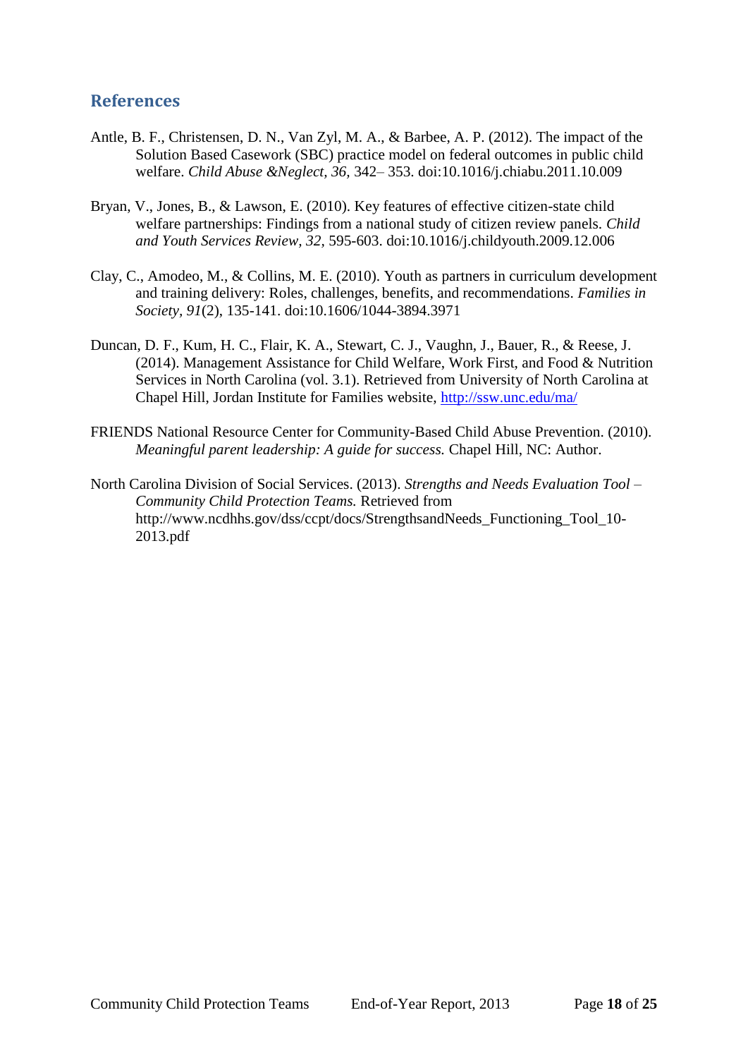## References

Antle, B. F., Christensen, D. N., Van Zyl, M. A., & Barbee, A. P. (2012). The impact of the Solution Based Casework (SBC) practice model on federal outcomes in public child welfare. *Child Abuse &Neglect, 36*, 342– 353. doi:10.1016/j.chiabu.2011.10.009

Bryan, V., Jones, B., & Lawson, E. (2010). Key features of effective citizen-state child welfare partnerships: Findings from a national study of citizen review panels. *Child and Youth Services Review, 32*, 595-603. doi:10.1016/j.childyouth.2009.12.006

Clay, C., Amodeo, M., & Collins, M. E. (2010). Youth as partners in curriculum development and training delivery: Roles, challenges, benefits, and recommendations. *Families in Society, 91*(2), 135-141. doi:10.1606/1044-3894.3971

Duncan, D. F., Kum, H. C., Flair, K. A., Stewart, C. J., Vaughn, J., Bauer, R., & Reese, J. (2014). Management Assistance for Child Welfare, Work First, and Food & Nutrition Services in North Carolina (vol. 3.1). Retrieved from University of North Carolina at Chapel Hill, Jordan Institute for Families website, http://ssw.unc.edu/ma/

FRIENDS National Resource Center for Community-Based Child Abuse Prevention. (2010). *Meaningful parent leadership: A guide for success.* Chapel Hill, NC: Author.

North Carolina Division of Social Services. (2013). *Strengths and Needs Evaluation Tool – Community Child Protection Teams.* Retrieved from http://www.ncdhhs.gov/dss/ccpt/docs/StrengthsandNeeds_Functioning_Tool_10-2013.pdf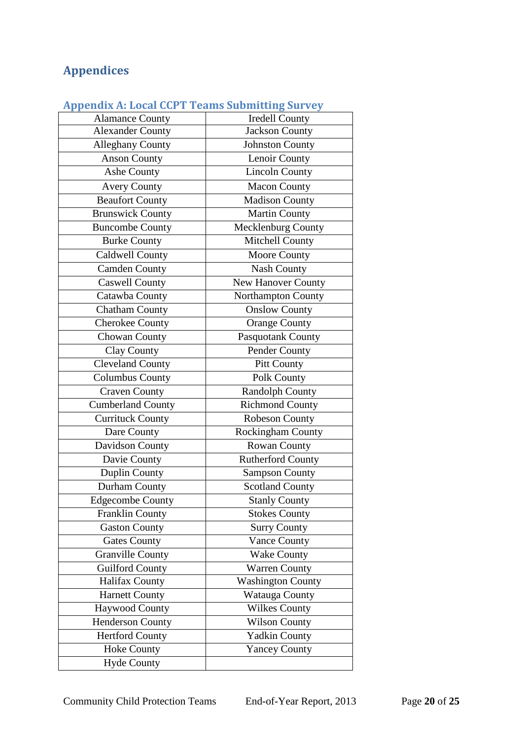# Appendices

## Appendix A: Local CCPT Teams Submitting Survey

| | |
|---|---|
| Alamance County | Iredell County |
| Alexander County | Jackson County |
| Alleghany County | Johnston County |
| Anson County | Lenoir County |
| Ashe County | Lincoln County |
| Avery County | Macon County |
| Beaufort County | Madison County |
| Brunswick County | Martin County |
| Buncombe County | Mecklenburg County |
| Burke County | Mitchell County |
| Caldwell County | Moore County |
| Camden County | Nash County |
| Caswell County | New Hanover County |
| Catawba County | Northampton County |
| Chatham County | Onslow County |
| Cherokee County | Orange County |
| Chowan County | Pasquotank County |
| Clay County | Pender County |
| Cleveland County | Pitt County |
| Columbus County | Polk County |
| Craven County | Randolph County |
| Cumberland County | Richmond County |
| Currituck County | Robeson County |
| Dare County | Rockingham County |
| Davidson County | Rowan County |
| Davie County | Rutherford County |
| Duplin County | Sampson County |
| Durham County | Scotland County |
| Edgecombe County | Stanly County |
| Franklin County | Stokes County |
| Gaston County | Surry County |
| Gates County | Vance County |
| Granville County | Wake County |
| Guilford County | Warren County |
| Halifax County | Washington County |
| Harnett County | Watauga County |
| Haywood County | Wilkes County |
| Henderson County | Wilson County |
| Hertford County | Yadkin County |
| Hoke County | Yancey County |
| Hyde County | |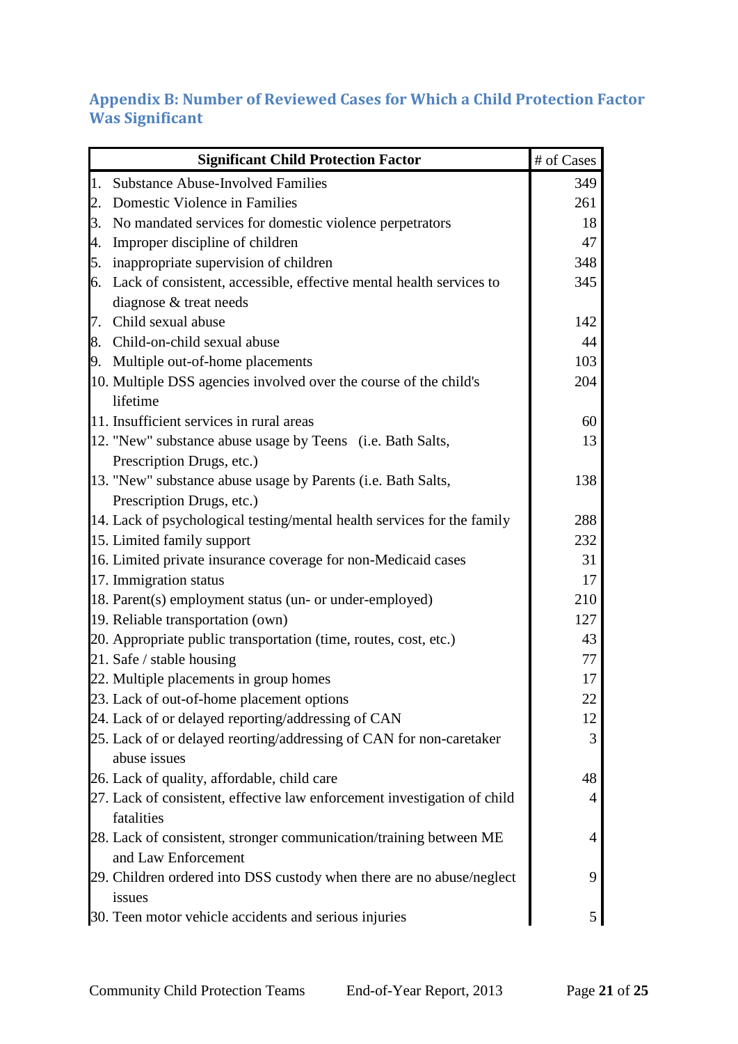## Appendix B: Number of Reviewed Cases for Which a Child Protection Factor Was Significant

| Significant Child Protection Factor | # of Cases |
|---|---|
| 1. Substance Abuse-Involved Families | 349 |
| 2. Domestic Violence in Families | 261 |
| 3. No mandated services for domestic violence perpetrators | 18 |
| 4. Improper discipline of children | 47 |
| 5. inappropriate supervision of children | 348 |
| 6. Lack of consistent, accessible, effective mental health services to diagnose & treat needs | 345 |
| 7. Child sexual abuse | 142 |
| 8. Child-on-child sexual abuse | 44 |
| 9. Multiple out-of-home placements | 103 |
| 10. Multiple DSS agencies involved over the course of the child's lifetime | 204 |
| 11. Insufficient services in rural areas | 60 |
| 12. "New" substance abuse usage by Teens (i.e. Bath Salts, Prescription Drugs, etc.) | 13 |
| 13. "New" substance abuse usage by Parents (i.e. Bath Salts, Prescription Drugs, etc.) | 138 |
| 14. Lack of psychological testing/mental health services for the family | 288 |
| 15. Limited family support | 232 |
| 16. Limited private insurance coverage for non-Medicaid cases | 31 |
| 17. Immigration status | 17 |
| 18. Parent(s) employment status (un- or under-employed) | 210 |
| 19. Reliable transportation (own) | 127 |
| 20. Appropriate public transportation (time, routes, cost, etc.) | 43 |
| 21. Safe / stable housing | 77 |
| 22. Multiple placements in group homes | 17 |
| 23. Lack of out-of-home placement options | 22 |
| 24. Lack of or delayed reporting/addressing of CAN | 12 |
| 25. Lack of or delayed reorting/addressing of CAN for non-caretaker abuse issues | 3 |
| 26. Lack of quality, affordable, child care | 48 |
| 27. Lack of consistent, effective law enforcement investigation of child fatalities | 4 |
| 28. Lack of consistent, stronger communication/training between ME and Law Enforcement | 4 |
| 29. Children ordered into DSS custody when there are no abuse/neglect issues | 9 |
| 30. Teen motor vehicle accidents and serious injuries | 5 |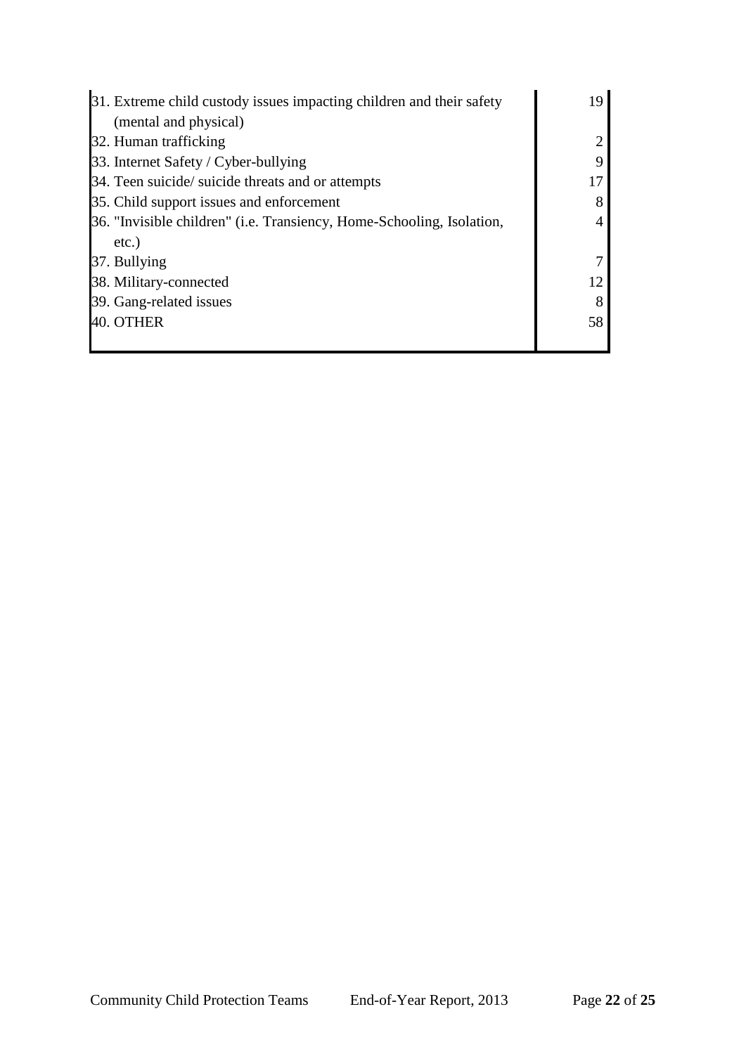| | |
|---|---|
| 31. Extreme child custody issues impacting children and their safety (mental and physical) | 19 |
| 32. Human trafficking | 2 |
| 33. Internet Safety / Cyber-bullying | 9 |
| 34. Teen suicide/ suicide threats and or attempts | 17 |
| 35. Child support issues and enforcement | 8 |
| 36. "Invisible children" (i.e. Transiency, Home-Schooling, Isolation, etc.) | 4 |
| 37. Bullying | 7 |
| 38. Military-connected | 12 |
| 39. Gang-related issues | 8 |
| 40. OTHER | 58 |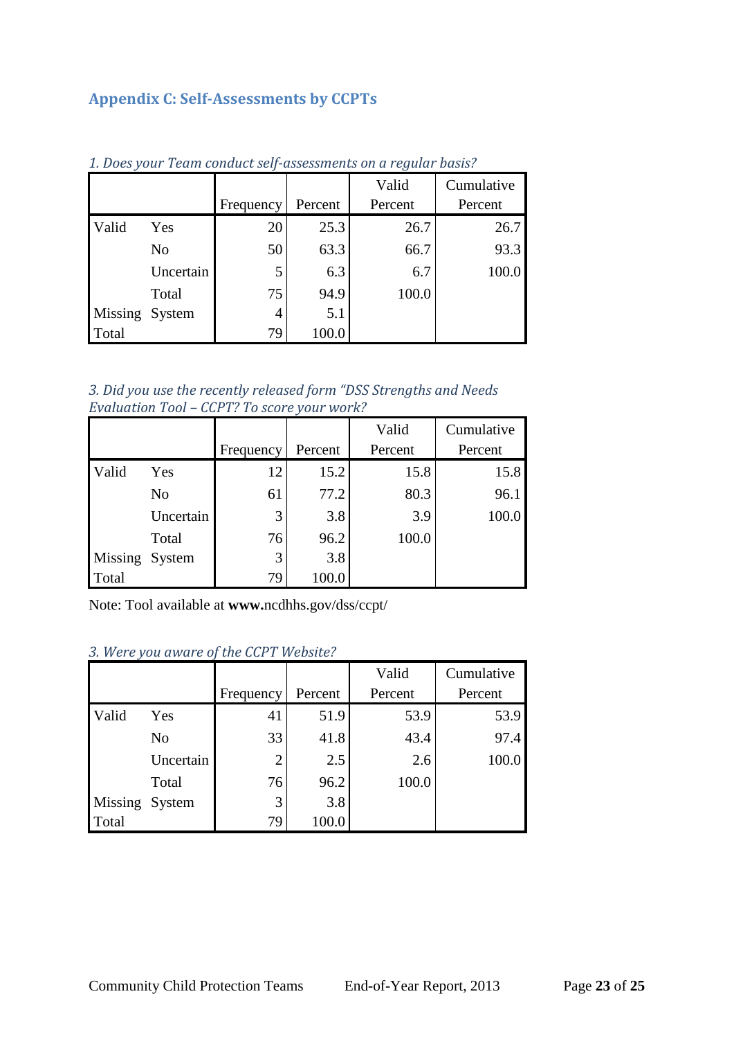## Appendix C: Self-Assessments by CCPTs

*1. Does your Team conduct self-assessments on a regular basis?*

| | | Frequency | Percent | Valid Percent | Cumulative Percent |
|---|---|---|---|---|---|
| Valid | Yes | 20 | 25.3 | 26.7 | 26.7 |
| | No | 50 | 63.3 | 66.7 | 93.3 |
| | Uncertain | 5 | 6.3 | 6.7 | 100.0 |
| | Total | 75 | 94.9 | 100.0 | |
| Missing | System | 4 | 5.1 | | |
| Total | | 79 | 100.0 | | |

*3. Did you use the recently released form "DSS Strengths and Needs Evaluation Tool – CCPT? To score your work?*

| | | Frequency | Percent | Valid Percent | Cumulative Percent |
|---|---|---|---|---|---|
| Valid | Yes | 12 | 15.2 | 15.8 | 15.8 |
| | No | 61 | 77.2 | 80.3 | 96.1 |
| | Uncertain | 3 | 3.8 | 3.9 | 100.0 |
| | Total | 76 | 96.2 | 100.0 | |
| Missing | System | 3 | 3.8 | | |
| Total | | 79 | 100.0 | | |

Note: Tool available at **www.**ncdhhs.gov/dss/ccpt/

*3. Were you aware of the CCPT Website?*

| | | Frequency | Percent | Valid Percent | Cumulative Percent |
|---|---|---|---|---|---|
| Valid | Yes | 41 | 51.9 | 53.9 | 53.9 |
| | No | 33 | 41.8 | 43.4 | 97.4 |
| | Uncertain | 2 | 2.5 | 2.6 | 100.0 |
| | Total | 76 | 96.2 | 100.0 | |
| Missing | System | 3 | 3.8 | | |
| Total | | 79 | 100.0 | | |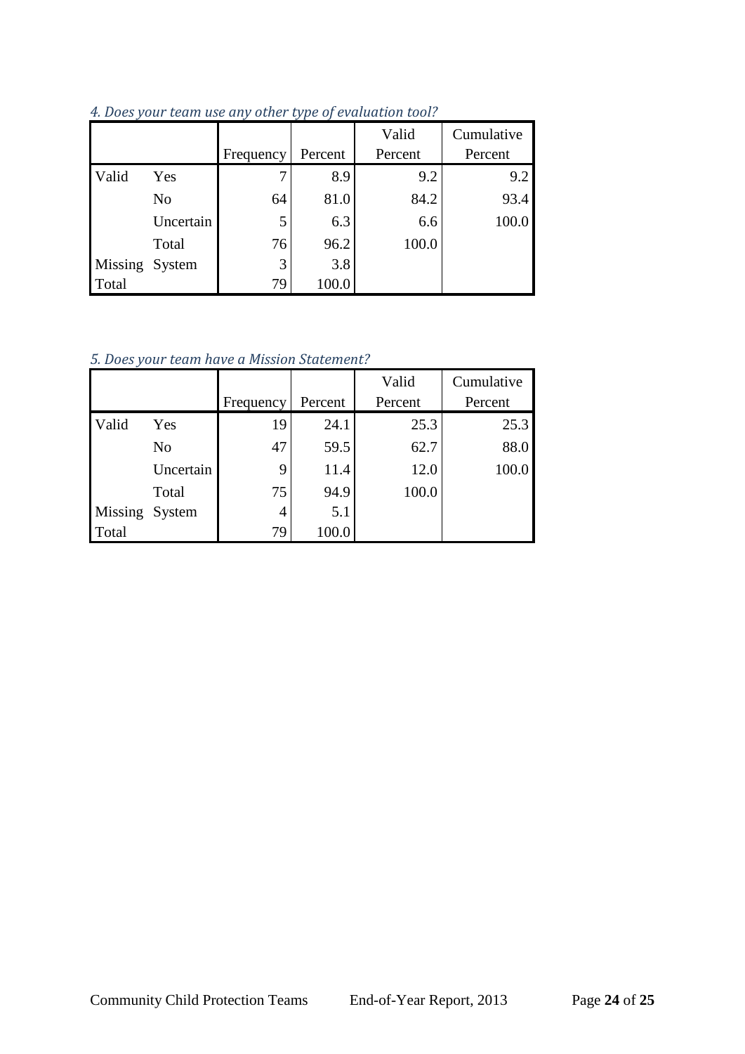*4. Does your team use any other type of evaluation tool?*

| | | Frequency | Percent | Valid Percent | Cumulative Percent |
|---|---|---|---|---|---|
| Valid | Yes | 7 | 8.9 | 9.2 | 9.2 |
| | No | 64 | 81.0 | 84.2 | 93.4 |
| | Uncertain | 5 | 6.3 | 6.6 | 100.0 |
| | Total | 76 | 96.2 | 100.0 | |
| Missing | System | 3 | 3.8 | | |
| Total | | 79 | 100.0 | | |

*5. Does your team have a Mission Statement?*

| | | Frequency | Percent | Valid Percent | Cumulative Percent |
|---|---|---|---|---|---|
| Valid | Yes | 19 | 24.1 | 25.3 | 25.3 |
| | No | 47 | 59.5 | 62.7 | 88.0 |
| | Uncertain | 9 | 11.4 | 12.0 | 100.0 |
| | Total | 75 | 94.9 | 100.0 | |
| Missing | System | 4 | 5.1 | | |
| Total | | 79 | 100.0 | | |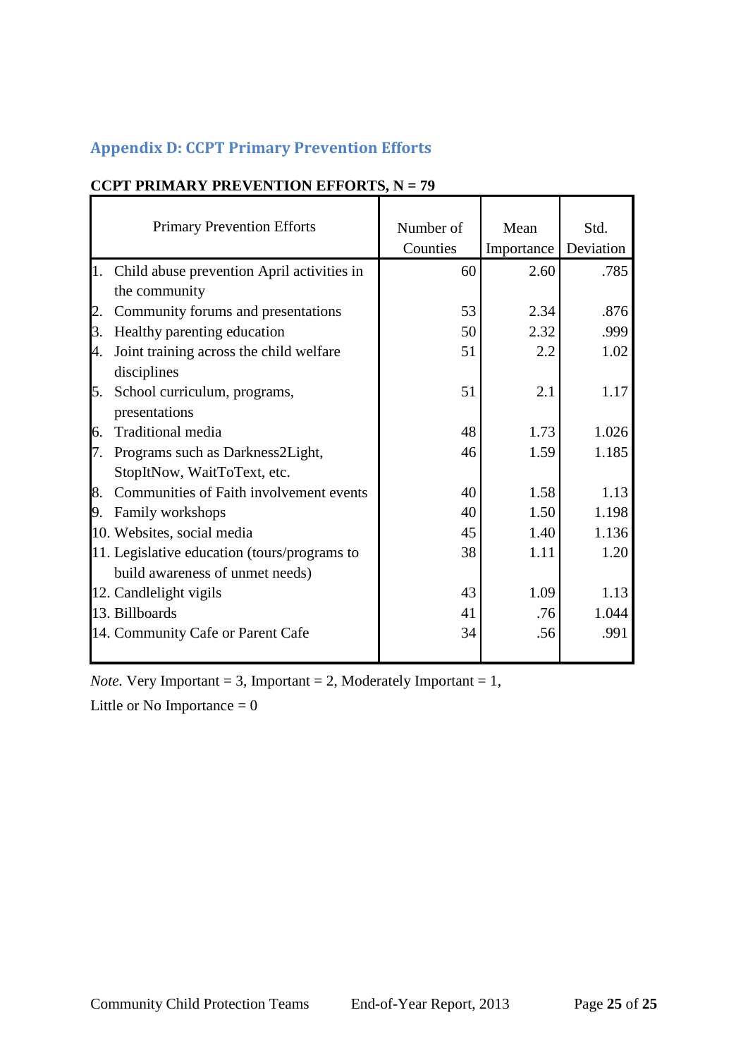## Appendix D: CCPT Primary Prevention Efforts

**CCPT PRIMARY PREVENTION EFFORTS, N = 79**

| Primary Prevention Efforts | Number of Counties | Mean Importance | Std. Deviation |
|---|---|---|---|
| 1. Child abuse prevention April activities in the community | 60 | 2.60 | .785 |
| 2. Community forums and presentations | 53 | 2.34 | .876 |
| 3. Healthy parenting education | 50 | 2.32 | .999 |
| 4. Joint training across the child welfare disciplines | 51 | 2.2 | 1.02 |
| 5. School curriculum, programs, presentations | 51 | 2.1 | 1.17 |
| 6. Traditional media | 48 | 1.73 | 1.026 |
| 7. Programs such as Darkness2Light, StopItNow, WaitToText, etc. | 46 | 1.59 | 1.185 |
| 8. Communities of Faith involvement events | 40 | 1.58 | 1.13 |
| 9. Family workshops | 40 | 1.50 | 1.198 |
| 10. Websites, social media | 45 | 1.40 | 1.136 |
| 11. Legislative education (tours/programs to build awareness of unmet needs) | 38 | 1.11 | 1.20 |
| 12. Candlelight vigils | 43 | 1.09 | 1.13 |
| 13. Billboards | 41 | .76 | 1.044 |
| 14. Community Cafe or Parent Cafe | 34 | .56 | .991 |

*Note.* Very Important = 3, Important = 2, Moderately Important = 1, Little or No Importance = 0